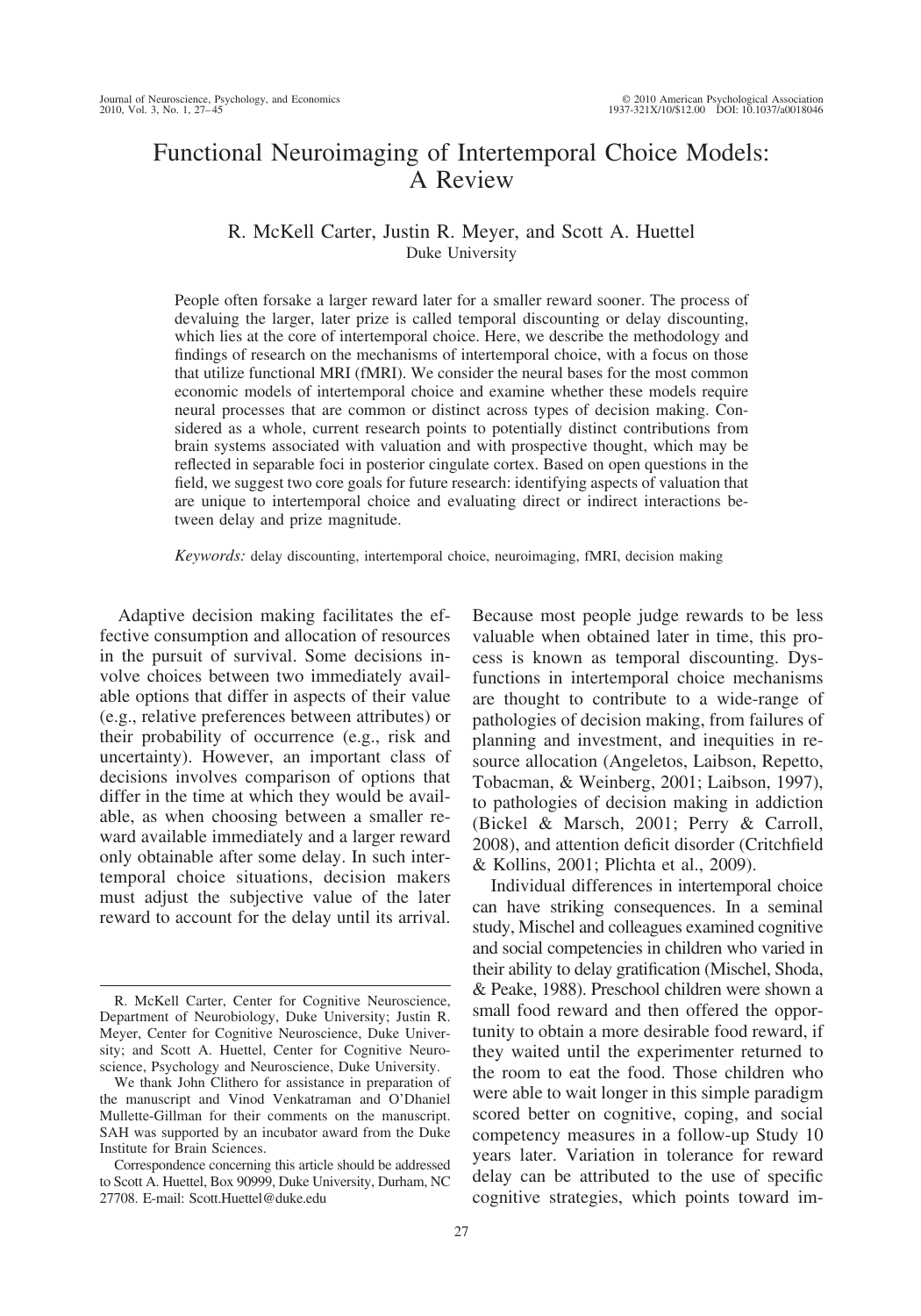# Functional Neuroimaging of Intertemporal Choice Models: A Review

R. McKell Carter, Justin R. Meyer, and Scott A. Huettel
Duke University

People often forsake a larger reward later for a smaller reward sooner. The process of devaluing the larger, later prize is called temporal discounting or delay discounting, which lies at the core of intertemporal choice. Here, we describe the methodology and findings of research on the mechanisms of intertemporal choice, with a focus on those that utilize functional MRI (fMRI). We consider the neural bases for the most common economic models of intertemporal choice and examine whether these models require neural processes that are common or distinct across types of decision making. Considered as a whole, current research points to potentially distinct contributions from brain systems associated with valuation and with prospective thought, which may be reflected in separable foci in posterior cingulate cortex. Based on open questions in the field, we suggest two core goals for future research: identifying aspects of valuation that are unique to intertemporal choice and evaluating direct or indirect interactions between delay and prize magnitude.

*Keywords:* delay discounting, intertemporal choice, neuroimaging, fMRI, decision making

Adaptive decision making facilitates the effective consumption and allocation of resources in the pursuit of survival. Some decisions involve choices between two immediately available options that differ in aspects of their value (e.g., relative preferences between attributes) or their probability of occurrence (e.g., risk and uncertainty). However, an important class of decisions involves comparison of options that differ in the time at which they would be available, as when choosing between a smaller reward available immediately and a larger reward only obtainable after some delay. In such intertemporal choice situations, decision makers must adjust the subjective value of the later reward to account for the delay until its arrival. Because most people judge rewards to be less valuable when obtained later in time, this process is known as temporal discounting. Dysfunctions in intertemporal choice mechanisms are thought to contribute to a wide-range of pathologies of decision making, from failures of planning and investment, and inequities in resource allocation (Angeletos, Laibson, Repetto, Tobacman, & Weinberg, 2001; Laibson, 1997), to pathologies of decision making in addiction (Bickel & Marsch, 2001; Perry & Carroll, 2008), and attention deficit disorder (Critchfield & Kollins, 2001; Plichta et al., 2009).

Individual differences in intertemporal choice can have striking consequences. In a seminal study, Mischel and colleagues examined cognitive and social competencies in children who varied in their ability to delay gratification (Mischel, Shoda, & Peake, 1988). Preschool children were shown a small food reward and then offered the opportunity to obtain a more desirable food reward, if they waited until the experimenter returned to the room to eat the food. Those children who were able to wait longer in this simple paradigm scored better on cognitive, coping, and social competency measures in a follow-up Study 10 years later. Variation in tolerance for reward delay can be attributed to the use of specific cognitive strategies, which points toward im-

---

R. McKell Carter, Center for Cognitive Neuroscience, Department of Neurobiology, Duke University; Justin R. Meyer, Center for Cognitive Neuroscience, Duke University; and Scott A. Huettel, Center for Cognitive Neuroscience, Psychology and Neuroscience, Duke University.

We thank John Clithero for assistance in preparation of the manuscript and Vinod Venkatraman and O'Dhaniel Mullette-Gillman for their comments on the manuscript. SAH was supported by an incubator award from the Duke Institute for Brain Sciences.

Correspondence concerning this article should be addressed to Scott A. Huettel, Box 90999, Duke University, Durham, NC 27708. E-mail: Scott.Huettel@duke.edu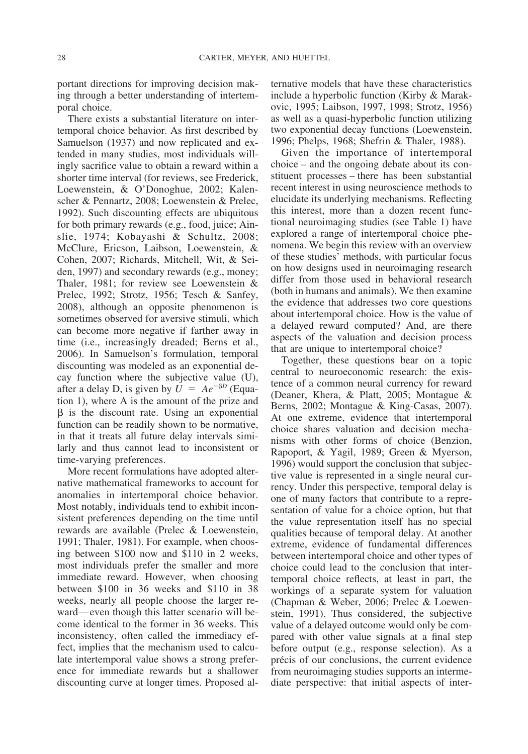portant directions for improving decision making through a better understanding of intertemporal choice.

There exists a substantial literature on intertemporal choice behavior. As first described by Samuelson (1937) and now replicated and extended in many studies, most individuals willingly sacrifice value to obtain a reward within a shorter time interval (for reviews, see Frederick, Loewenstein, & O'Donoghue, 2002; Kalenscher & Pennartz, 2008; Loewenstein & Prelec, 1992). Such discounting effects are ubiquitous for both primary rewards (e.g., food, juice; Ainslie, 1974; Kobayashi & Schultz, 2008; McClure, Ericson, Laibson, Loewenstein, & Cohen, 2007; Richards, Mitchell, Wit, & Seiden, 1997) and secondary rewards (e.g., money; Thaler, 1981; for review see Loewenstein & Prelec, 1992; Strotz, 1956; Tesch & Sanfey, 2008), although an opposite phenomenon is sometimes observed for aversive stimuli, which can become more negative if farther away in time (i.e., increasingly dreaded; Berns et al., 2006). In Samuelson's formulation, temporal discounting was modeled as an exponential decay function where the subjective value (U), after a delay D, is given by $U = Ae^{-\beta D}$ (Equation 1), where A is the amount of the prize and $\beta$ is the discount rate. Using an exponential function can be readily shown to be normative, in that it treats all future delay intervals similarly and thus cannot lead to inconsistent or time-varying preferences.

More recent formulations have adopted alternative mathematical frameworks to account for anomalies in intertemporal choice behavior. Most notably, individuals tend to exhibit inconsistent preferences depending on the time until rewards are available (Prelec & Loewenstein, 1991; Thaler, 1981). For example, when choosing between \$100 now and \$110 in 2 weeks, most individuals prefer the smaller and more immediate reward. However, when choosing between \$100 in 36 weeks and \$110 in 38 weeks, nearly all people choose the larger reward—even though this latter scenario will become identical to the former in 36 weeks. This inconsistency, often called the immediacy effect, implies that the mechanism used to calculate intertemporal value shows a strong preference for immediate rewards but a shallower discounting curve at longer times. Proposed alternative models that have these characteristics include a hyperbolic function (Kirby & Marakovic, 1995; Laibson, 1997, 1998; Strotz, 1956) as well as a quasi-hyperbolic function utilizing two exponential decay functions (Loewenstein, 1996; Phelps, 1968; Shefrin & Thaler, 1988).

Given the importance of intertemporal choice – and the ongoing debate about its constituent processes – there has been substantial recent interest in using neuroscience methods to elucidate its underlying mechanisms. Reflecting this interest, more than a dozen recent functional neuroimaging studies (see Table 1) have explored a range of intertemporal choice phenomena. We begin this review with an overview of these studies' methods, with particular focus on how designs used in neuroimaging research differ from those used in behavioral research (both in humans and animals). We then examine the evidence that addresses two core questions about intertemporal choice. How is the value of a delayed reward computed? And, are there aspects of the valuation and decision process that are unique to intertemporal choice?

Together, these questions bear on a topic central to neuroeconomic research: the existence of a common neural currency for reward (Deaner, Khera, & Platt, 2005; Montague & Berns, 2002; Montague & King-Casas, 2007). At one extreme, evidence that intertemporal choice shares valuation and decision mechanisms with other forms of choice (Benzion, Rapoport, & Yagil, 1989; Green & Myerson, 1996) would support the conclusion that subjective value is represented in a single neural currency. Under this perspective, temporal delay is one of many factors that contribute to a representation of value for a choice option, but that the value representation itself has no special qualities because of temporal delay. At another extreme, evidence of fundamental differences between intertemporal choice and other types of choice could lead to the conclusion that intertemporal choice reflects, at least in part, the workings of a separate system for valuation (Chapman & Weber, 2006; Prelec & Loewenstein, 1991). Thus considered, the subjective value of a delayed outcome would only be compared with other value signals at a final step before output (e.g., response selection). As a précis of our conclusions, the current evidence from neuroimaging studies supports an intermediate perspective: that initial aspects of inter-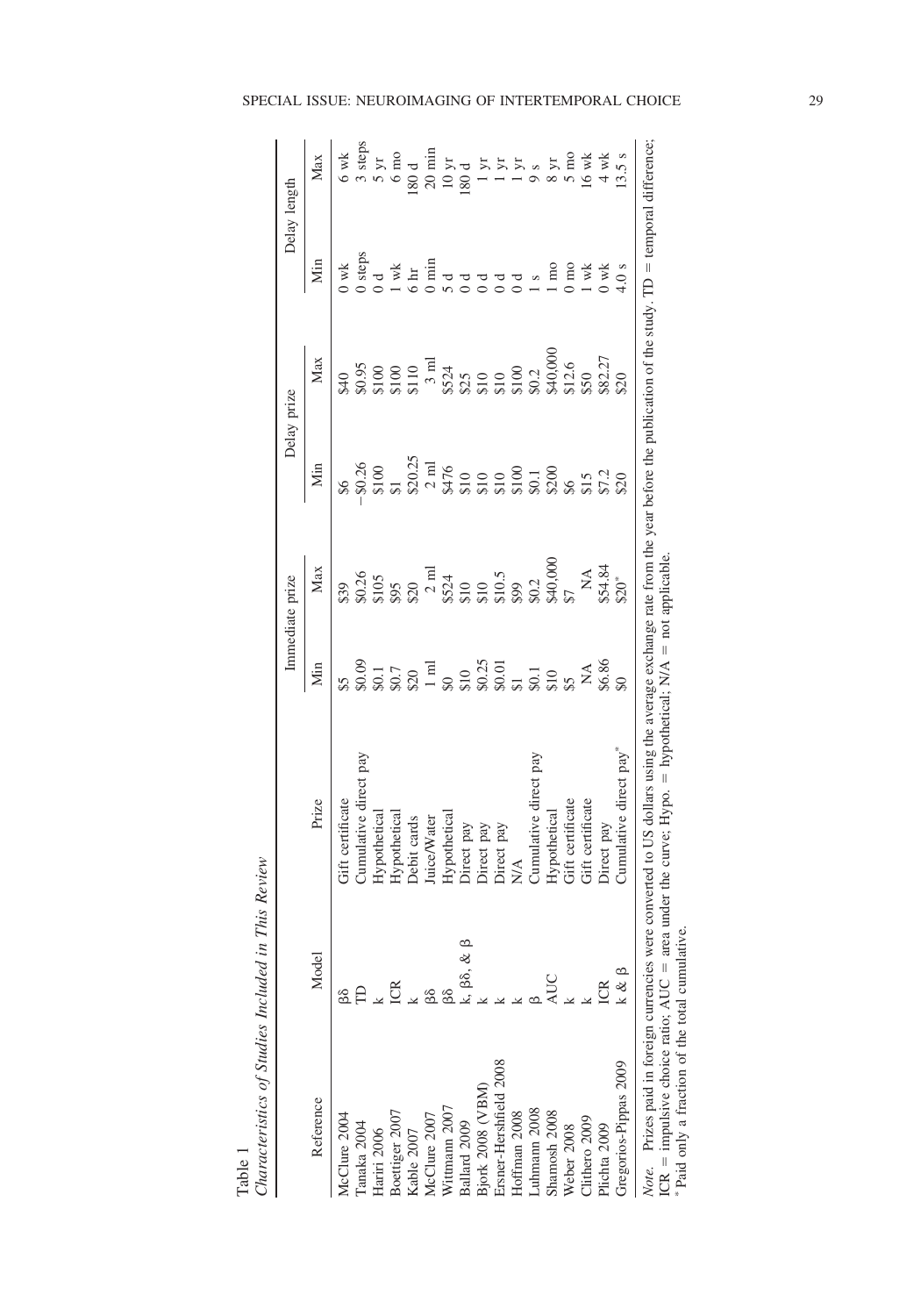Table 1
*Characteristics of Studies Included in This Review*

| Reference | Model | Prize | Immediate prize | | Delay prize | | Delay length | |
|---|---|---|---|---|---|---|---|---|
| | | | Min | Max | Min | Max | Min | Max |
| McClure 2004 | βδ | Gift certificate | \$5 | \$39 | \$6 | \$40 | 0 wk | 6 wk |
| Tanaka 2004 | TD | Cumulative direct pay | \$0.09 | \$0.26 | −\$0.26 | \$0.95 | 0 steps | 3 steps |
| Hariri 2006 | k | Hypothetical | \$0.1 | \$105 | \$100 | \$100 | 0 d | 5 yr |
| Boettiger 2007 | ICR | Hypothetical | \$0.7 | \$95 | \$1 | \$100 | 1 wk | 6 mo |
| Kable 2007 | k | Debit cards | \$20 | \$20 | \$20.25 | \$110 | 6 hr | 180 d |
| McClure 2007 | βδ | Juice/Water | 1 ml | 2 ml | 2 ml | 3 ml | 0 min | 20 min |
| Wittmann 2007 | βδ | Hypothetical | \$0 | \$524 | \$476 | \$524 | 5 d | 10 yr |
| Ballard 2009 | k, βδ, & β | Direct pay | \$10 | \$10 | \$10 | \$25 | 0 d | 180 d |
| Bjork 2008 (VBM) | k | Direct pay | \$0.25 | \$10 | \$10 | \$10 | 0 d | 1 yr |
| Ersner-Hershfield 2008 | k | Direct pay | \$0.01 | \$10.5 | \$10 | \$10 | 0 d | 1 yr |
| Hoffman 2008 | k | N/A | \$1 | \$99 | \$100 | \$100 | 0 d | 1 yr |
| Luhmann 2008 | β | Cumulative direct pay | \$0.1 | \$0.2 | \$0.1 | \$0.2 | 1 s | 9 s |
| Shamosh 2008 | AUC | Hypothetical | \$10 | \$40,000 | \$200 | \$40,000 | 1 mo | 8 yr |
| Weber 2008 | k | Gift certificate | \$5 | \$7 | \$6 | \$12.6 | 0 mo | 5 mo |
| Clithero 2009 | k | Gift certificate | NA | NA | \$15 | \$50 | 1 wk | 16 wk |
| Plichta 2009 | ICR | Direct pay | \$6.86 | \$54.84 | \$7.2 | \$82.27 | 0 wk | 4 wk |
| Gregorios-Pippas 2009 | k & β | Cumulative direct pay* | \$0 | \$20* | \$20 | \$20 | 4.0 s | 13.5 s |

*Note.* Prizes paid in foreign currencies were converted to US dollars using the average exchange rate from the year before the publication of the study. TD = temporal difference; ICR = impulsive choice ratio; AUC = area under the curve; Hypo. = hypothetical; N/A = not applicable.
* Paid only a fraction of the total cumulative.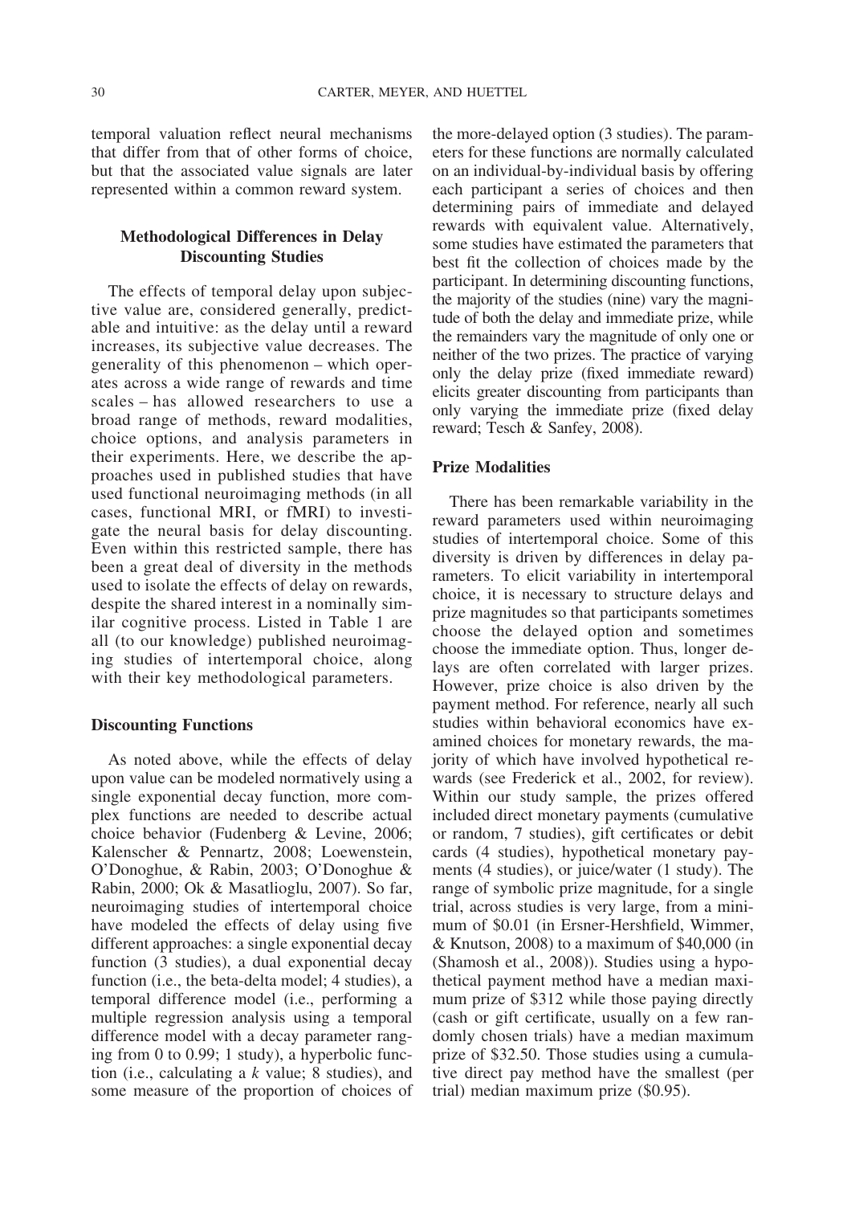temporal valuation reflect neural mechanisms that differ from that of other forms of choice, but that the associated value signals are later represented within a common reward system.

## Methodological Differences in Delay Discounting Studies

The effects of temporal delay upon subjective value are, considered generally, predictable and intuitive: as the delay until a reward increases, its subjective value decreases. The generality of this phenomenon – which operates across a wide range of rewards and time scales – has allowed researchers to use a broad range of methods, reward modalities, choice options, and analysis parameters in their experiments. Here, we describe the approaches used in published studies that have used functional neuroimaging methods (in all cases, functional MRI, or fMRI) to investigate the neural basis for delay discounting. Even within this restricted sample, there has been a great deal of diversity in the methods used to isolate the effects of delay on rewards, despite the shared interest in a nominally similar cognitive process. Listed in Table 1 are all (to our knowledge) published neuroimaging studies of intertemporal choice, along with their key methodological parameters.

### Discounting Functions

As noted above, while the effects of delay upon value can be modeled normatively using a single exponential decay function, more complex functions are needed to describe actual choice behavior (Fudenberg & Levine, 2006; Kalenscher & Pennartz, 2008; Loewenstein, O'Donoghue, & Rabin, 2003; O'Donoghue & Rabin, 2000; Ok & Masatlioglu, 2007). So far, neuroimaging studies of intertemporal choice have modeled the effects of delay using five different approaches: a single exponential decay function (3 studies), a dual exponential decay function (i.e., the beta-delta model; 4 studies), a temporal difference model (i.e., performing a multiple regression analysis using a temporal difference model with a decay parameter ranging from 0 to 0.99; 1 study), a hyperbolic function (i.e., calculating a $k$ value; 8 studies), and some measure of the proportion of choices of the more-delayed option (3 studies). The parameters for these functions are normally calculated on an individual-by-individual basis by offering each participant a series of choices and then determining pairs of immediate and delayed rewards with equivalent value. Alternatively, some studies have estimated the parameters that best fit the collection of choices made by the participant. In determining discounting functions, the majority of the studies (nine) vary the magnitude of both the delay and immediate prize, while the remainders vary the magnitude of only one or neither of the two prizes. The practice of varying only the delay prize (fixed immediate reward) elicits greater discounting from participants than only varying the immediate prize (fixed delay reward; Tesch & Sanfey, 2008).

### Prize Modalities

There has been remarkable variability in the reward parameters used within neuroimaging studies of intertemporal choice. Some of this diversity is driven by differences in delay parameters. To elicit variability in intertemporal choice, it is necessary to structure delays and prize magnitudes so that participants sometimes choose the delayed option and sometimes choose the immediate option. Thus, longer delays are often correlated with larger prizes. However, prize choice is also driven by the payment method. For reference, nearly all such studies within behavioral economics have examined choices for monetary rewards, the majority of which have involved hypothetical rewards (see Frederick et al., 2002, for review). Within our study sample, the prizes offered included direct monetary payments (cumulative or random, 7 studies), gift certificates or debit cards (4 studies), hypothetical monetary payments (4 studies), or juice/water (1 study). The range of symbolic prize magnitude, for a single trial, across studies is very large, from a minimum of \$0.01 (in Ersner-Hershfield, Wimmer, & Knutson, 2008) to a maximum of \$40,000 (in (Shamosh et al., 2008)). Studies using a hypothetical payment method have a median maximum prize of \$312 while those paying directly (cash or gift certificate, usually on a few randomly chosen trials) have a median maximum prize of \$32.50. Those studies using a cumulative direct pay method have the smallest (per trial) median maximum prize (\$0.95).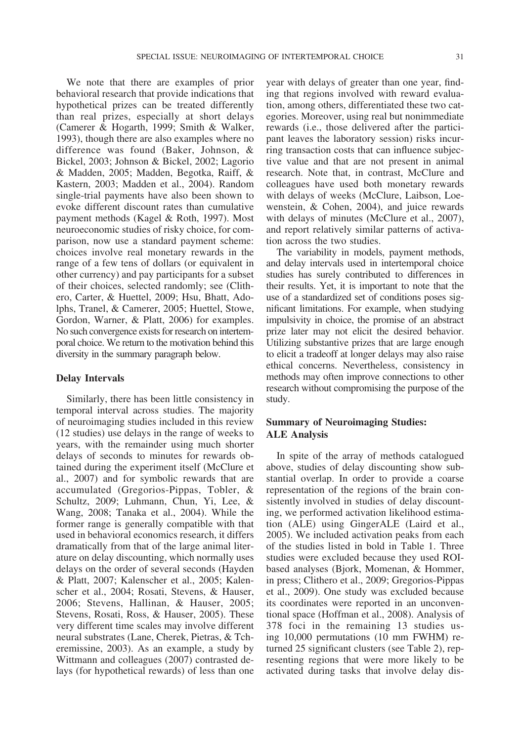We note that there are examples of prior behavioral research that provide indications that hypothetical prizes can be treated differently than real prizes, especially at short delays (Camerer & Hogarth, 1999; Smith & Walker, 1993), though there are also examples where no difference was found (Baker, Johnson, & Bickel, 2003; Johnson & Bickel, 2002; Lagorio & Madden, 2005; Madden, Begotka, Raiff, & Kastern, 2003; Madden et al., 2004). Random single-trial payments have also been shown to evoke different discount rates than cumulative payment methods (Kagel & Roth, 1997). Most neuroeconomic studies of risky choice, for comparison, now use a standard payment scheme: choices involve real monetary rewards in the range of a few tens of dollars (or equivalent in other currency) and pay participants for a subset of their choices, selected randomly; see (Clithero, Carter, & Huettel, 2009; Hsu, Bhatt, Adolphs, Tranel, & Camerer, 2005; Huettel, Stowe, Gordon, Warner, & Platt, 2006) for examples. No such convergence exists for research on intertemporal choice. We return to the motivation behind this diversity in the summary paragraph below.

### Delay Intervals

Similarly, there has been little consistency in temporal interval across studies. The majority of neuroimaging studies included in this review (12 studies) use delays in the range of weeks to years, with the remainder using much shorter delays of seconds to minutes for rewards obtained during the experiment itself (McClure et al., 2007) and for symbolic rewards that are accumulated (Gregorios-Pippas, Tobler, & Schultz, 2009; Luhmann, Chun, Yi, Lee, & Wang, 2008; Tanaka et al., 2004). While the former range is generally compatible with that used in behavioral economics research, it differs dramatically from that of the large animal literature on delay discounting, which normally uses delays on the order of several seconds (Hayden & Platt, 2007; Kalenscher et al., 2005; Kalenscher et al., 2004; Rosati, Stevens, & Hauser, 2006; Stevens, Hallinan, & Hauser, 2005; Stevens, Rosati, Ross, & Hauser, 2005). These very different time scales may involve different neural substrates (Lane, Cherek, Pietras, & Tcheremissine, 2003). As an example, a study by Wittmann and colleagues (2007) contrasted delays (for hypothetical rewards) of less than one year with delays of greater than one year, finding that regions involved with reward evaluation, among others, differentiated these two categories. Moreover, using real but nonimmediate rewards (i.e., those delivered after the participant leaves the laboratory session) risks incurring transaction costs that can influence subjective value and that are not present in animal research. Note that, in contrast, McClure and colleagues have used both monetary rewards with delays of weeks (McClure, Laibson, Loewenstein, & Cohen, 2004), and juice rewards with delays of minutes (McClure et al., 2007), and report relatively similar patterns of activation across the two studies.

The variability in models, payment methods, and delay intervals used in intertemporal choice studies has surely contributed to differences in their results. Yet, it is important to note that the use of a standardized set of conditions poses significant limitations. For example, when studying impulsivity in choice, the promise of an abstract prize later may not elicit the desired behavior. Utilizing substantive prizes that are large enough to elicit a tradeoff at longer delays may also raise ethical concerns. Nevertheless, consistency in methods may often improve connections to other research without compromising the purpose of the study.

### Summary of Neuroimaging Studies: ALE Analysis

In spite of the array of methods catalogued above, studies of delay discounting show substantial overlap. In order to provide a coarse representation of the regions of the brain consistently involved in studies of delay discounting, we performed activation likelihood estimation (ALE) using GingerALE (Laird et al., 2005). We included activation peaks from each of the studies listed in bold in Table 1. Three studies were excluded because they used ROI-based analyses (Bjork, Momenan, & Hommer, in press; Clithero et al., 2009; Gregorios-Pippas et al., 2009). One study was excluded because its coordinates were reported in an unconventional space (Hoffman et al., 2008). Analysis of 378 foci in the remaining 13 studies using 10,000 permutations (10 mm FWHM) returned 25 significant clusters (see Table 2), representing regions that were more likely to be activated during tasks that involve delay dis-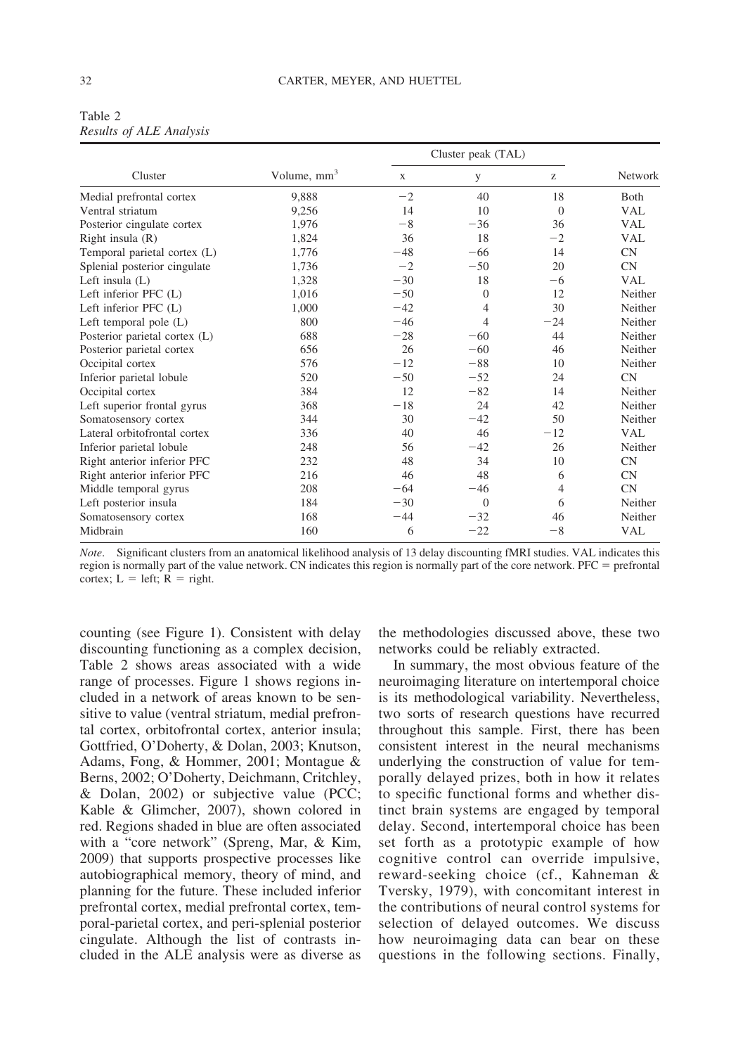Table 2
*Results of ALE Analysis*

| Cluster | Volume, mm$^3$ | Cluster peak (TAL) | | | Network |
|---|---|---|---|---|---|
| | | x | y | z | |
| Medial prefrontal cortex | 9,888 | −2 | 40 | 18 | Both |
| Ventral striatum | 9,256 | 14 | 10 | 0 | VAL |
| Posterior cingulate cortex | 1,976 | −8 | −36 | 36 | VAL |
| Right insula (R) | 1,824 | 36 | 18 | −2 | VAL |
| Temporal parietal cortex (L) | 1,776 | −48 | −66 | 14 | CN |
| Splenial posterior cingulate | 1,736 | −2 | −50 | 20 | CN |
| Left insula (L) | 1,328 | −30 | 18 | −6 | VAL |
| Left inferior PFC (L) | 1,016 | −50 | 0 | 12 | Neither |
| Left inferior PFC (L) | 1,000 | −42 | 4 | 30 | Neither |
| Left temporal pole (L) | 800 | −46 | 4 | −24 | Neither |
| Posterior parietal cortex (L) | 688 | −28 | −60 | 44 | Neither |
| Posterior parietal cortex | 656 | 26 | −60 | 46 | Neither |
| Occipital cortex | 576 | −12 | −88 | 10 | Neither |
| Inferior parietal lobule | 520 | −50 | −52 | 24 | CN |
| Occipital cortex | 384 | 12 | −82 | 14 | Neither |
| Left superior frontal gyrus | 368 | −18 | 24 | 42 | Neither |
| Somatosensory cortex | 344 | 30 | −42 | 50 | Neither |
| Lateral orbitofrontal cortex | 336 | 40 | 46 | −12 | VAL |
| Inferior parietal lobule | 248 | 56 | −42 | 26 | Neither |
| Right anterior inferior PFC | 232 | 48 | 34 | 10 | CN |
| Right anterior inferior PFC | 216 | 46 | 48 | 6 | CN |
| Middle temporal gyrus | 208 | −64 | −46 | 4 | CN |
| Left posterior insula | 184 | −30 | 0 | 6 | Neither |
| Somatosensory cortex | 168 | −44 | −32 | 46 | Neither |
| Midbrain | 160 | 6 | −22 | −8 | VAL |

*Note*. Significant clusters from an anatomical likelihood analysis of 13 delay discounting fMRI studies. VAL indicates this region is normally part of the value network. CN indicates this region is normally part of the core network. PFC = prefrontal cortex; L = left; R = right.

counting (see Figure 1). Consistent with delay discounting functioning as a complex decision, Table 2 shows areas associated with a wide range of processes. Figure 1 shows regions included in a network of areas known to be sensitive to value (ventral striatum, medial prefrontal cortex, orbitofrontal cortex, anterior insula; Gottfried, O'Doherty, & Dolan, 2003; Knutson, Adams, Fong, & Hommer, 2001; Montague & Berns, 2002; O'Doherty, Deichmann, Critchley, & Dolan, 2002) or subjective value (PCC; Kable & Glimcher, 2007), shown colored in red. Regions shaded in blue are often associated with a "core network" (Spreng, Mar, & Kim, 2009) that supports prospective processes like autobiographical memory, theory of mind, and planning for the future. These included inferior prefrontal cortex, medial prefrontal cortex, temporal-parietal cortex, and peri-splenial posterior cingulate. Although the list of contrasts included in the ALE analysis were as diverse as the methodologies discussed above, these two networks could be reliably extracted.

In summary, the most obvious feature of the neuroimaging literature on intertemporal choice is its methodological variability. Nevertheless, two sorts of research questions have recurred throughout this sample. First, there has been consistent interest in the neural mechanisms underlying the construction of value for temporally delayed prizes, both in how it relates to specific functional forms and whether distinct brain systems are engaged by temporal delay. Second, intertemporal choice has been set forth as a prototypic example of how cognitive control can override impulsive, reward-seeking choice (cf., Kahneman & Tversky, 1979), with concomitant interest in the contributions of neural control systems for selection of delayed outcomes. We discuss how neuroimaging data can bear on these questions in the following sections. Finally,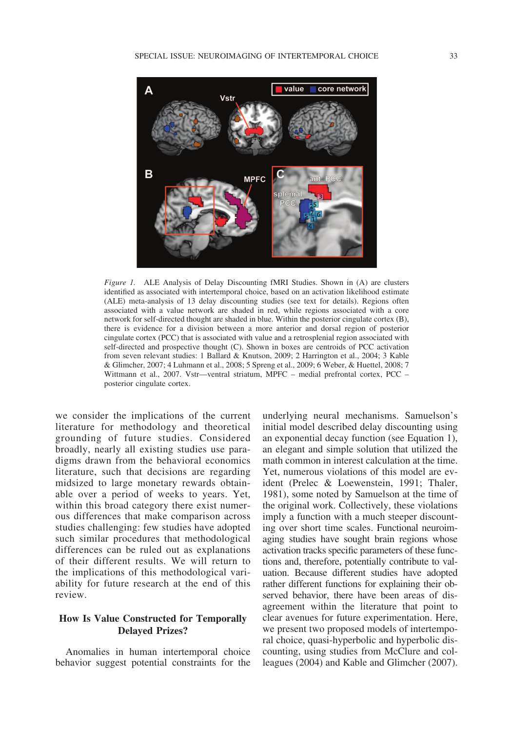*Figure 1.* ALE Analysis of Delay Discounting fMRI Studies. Shown in (A) are clusters identified as associated with intertemporal choice, based on an activation likelihood estimate (ALE) meta-analysis of 13 delay discounting studies (see text for details). Regions often associated with a value network are shaded in red, while regions associated with a core network for self-directed thought are shaded in blue. Within the posterior cingulate cortex (B), there is evidence for a division between a more anterior and dorsal region of posterior cingulate cortex (PCC) that is associated with value and a retrosplenial region associated with self-directed and prospective thought (C). Shown in boxes are centroids of PCC activation from seven relevant studies: 1 Ballard & Knutson, 2009; 2 Harrington et al., 2004; 3 Kable & Glimcher, 2007; 4 Luhmann et al., 2008; 5 Spreng et al., 2009; 6 Weber, & Huettel, 2008; 7 Wittmann et al., 2007. Vstr—ventral striatum, MPFC – medial prefrontal cortex, PCC – posterior cingulate cortex.

we consider the implications of the current literature for methodology and theoretical grounding of future studies. Considered broadly, nearly all existing studies use paradigms drawn from the behavioral economics literature, such that decisions are regarding midsized to large monetary rewards obtainable over a period of weeks to years. Yet, within this broad category there exist numerous differences that make comparison across studies challenging: few studies have adopted such similar procedures that methodological differences can be ruled out as explanations of their different results. We will return to the implications of this methodological variability for future research at the end of this review.

## How Is Value Constructed for Temporally Delayed Prizes?

Anomalies in human intertemporal choice behavior suggest potential constraints for the underlying neural mechanisms. Samuelson's initial model described delay discounting using an exponential decay function (see Equation 1), an elegant and simple solution that utilized the math common in interest calculation at the time. Yet, numerous violations of this model are evident (Prelec & Loewenstein, 1991; Thaler, 1981), some noted by Samuelson at the time of the original work. Collectively, these violations imply a function with a much steeper discounting over short time scales. Functional neuroimaging studies have sought brain regions whose activation tracks specific parameters of these functions and, therefore, potentially contribute to valuation. Because different studies have adopted rather different functions for explaining their observed behavior, there have been areas of disagreement within the literature that point to clear avenues for future experimentation. Here, we present two proposed models of intertemporal choice, quasi-hyperbolic and hyperbolic discounting, using studies from McClure and colleagues (2004) and Kable and Glimcher (2007).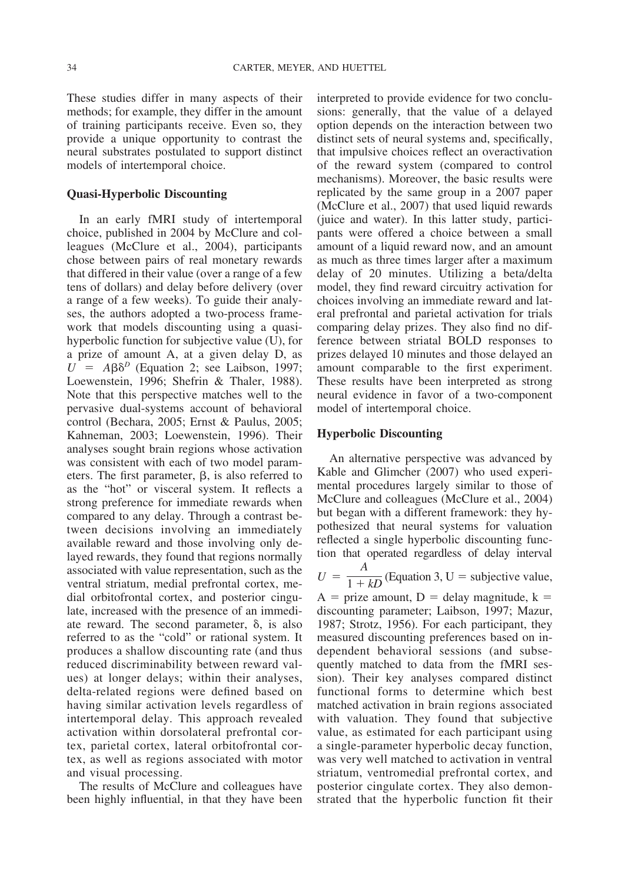These studies differ in many aspects of their methods; for example, they differ in the amount of training participants receive. Even so, they provide a unique opportunity to contrast the neural substrates postulated to support distinct models of intertemporal choice.

## Quasi-Hyperbolic Discounting

In an early fMRI study of intertemporal choice, published in 2004 by McClure and colleagues (McClure et al., 2004), participants chose between pairs of real monetary rewards that differed in their value (over a range of a few tens of dollars) and delay before delivery (over a range of a few weeks). To guide their analyses, the authors adopted a two-process framework that models discounting using a quasi-hyperbolic function for subjective value (U), for a prize of amount A, at a given delay D, as $U = A\beta\delta^{D}$ (Equation 2; see Laibson, 1997; Loewenstein, 1996; Shefrin & Thaler, 1988). Note that this perspective matches well to the pervasive dual-systems account of behavioral control (Bechara, 2005; Ernst & Paulus, 2005; Kahneman, 2003; Loewenstein, 1996). Their analyses sought brain regions whose activation was consistent with each of two model parameters. The first parameter, $\beta$, is also referred to as the "hot" or visceral system. It reflects a strong preference for immediate rewards when compared to any delay. Through a contrast between decisions involving an immediately available reward and those involving only delayed rewards, they found that regions normally associated with value representation, such as the ventral striatum, medial prefrontal cortex, medial orbitofrontal cortex, and posterior cingulate, increased with the presence of an immediate reward. The second parameter, $\delta$, is also referred to as the "cold" or rational system. It produces a shallow discounting rate (and thus reduced discriminability between reward values) at longer delays; within their analyses, delta-related regions were defined based on having similar activation levels regardless of intertemporal delay. This approach revealed activation within dorsolateral prefrontal cortex, parietal cortex, lateral orbitofrontal cortex, as well as regions associated with motor and visual processing.

The results of McClure and colleagues have been highly influential, in that they have been interpreted to provide evidence for two conclusions: generally, that the value of a delayed option depends on the interaction between two distinct sets of neural systems and, specifically, that impulsive choices reflect an overactivation of the reward system (compared to control mechanisms). Moreover, the basic results were replicated by the same group in a 2007 paper (McClure et al., 2007) that used liquid rewards (juice and water). In this latter study, participants were offered a choice between a small amount of a liquid reward now, and an amount as much as three times larger after a maximum delay of 20 minutes. Utilizing a beta/delta model, they find reward circuitry activation for choices involving an immediate reward and lateral prefrontal and parietal activation for trials comparing delay prizes. They also find no difference between striatal BOLD responses to prizes delayed 10 minutes and those delayed an amount comparable to the first experiment. These results have been interpreted as strong neural evidence in favor of a two-component model of intertemporal choice.

## Hyperbolic Discounting

An alternative perspective was advanced by Kable and Glimcher (2007) who used experimental procedures largely similar to those of McClure and colleagues (McClure et al., 2004) but began with a different framework: they hypothesized that neural systems for valuation reflected a single hyperbolic discounting function that operated regardless of delay interval $U = \frac{A}{1 + kD}$ (Equation 3, U = subjective value, A = prize amount, D = delay magnitude, k = discounting parameter; Laibson, 1997; Mazur, 1987; Strotz, 1956). For each participant, they measured discounting preferences based on independent behavioral sessions (and subsequently matched to data from the fMRI session). Their key analyses compared distinct functional forms to determine which best matched activation in brain regions associated with valuation. They found that subjective value, as estimated for each participant using a single-parameter hyperbolic decay function, was very well matched to activation in ventral striatum, ventromedial prefrontal cortex, and posterior cingulate cortex. They also demonstrated that the hyperbolic function fit their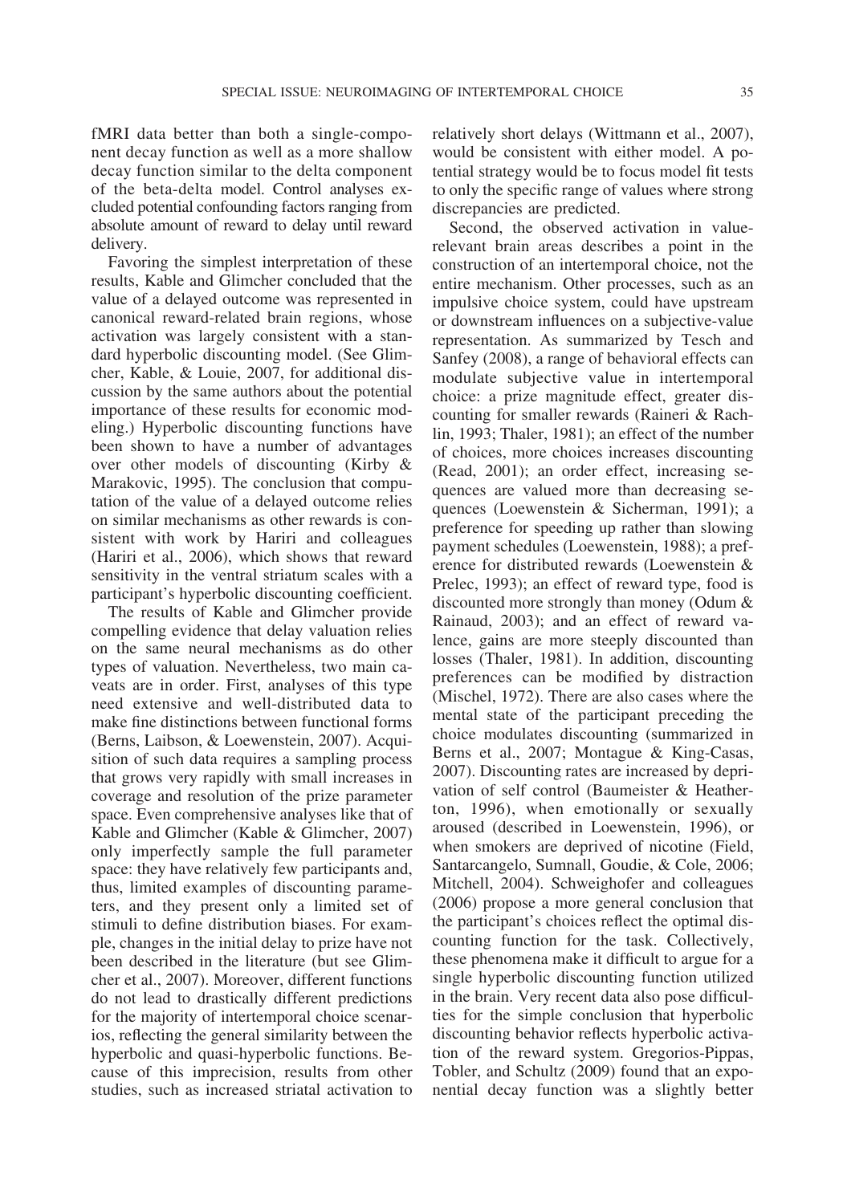fMRI data better than both a single-component decay function as well as a more shallow decay function similar to the delta component of the beta-delta model. Control analyses excluded potential confounding factors ranging from absolute amount of reward to delay until reward delivery.

Favoring the simplest interpretation of these results, Kable and Glimcher concluded that the value of a delayed outcome was represented in canonical reward-related brain regions, whose activation was largely consistent with a standard hyperbolic discounting model. (See Glimcher, Kable, & Louie, 2007, for additional discussion by the same authors about the potential importance of these results for economic modeling.) Hyperbolic discounting functions have been shown to have a number of advantages over other models of discounting (Kirby & Marakovic, 1995). The conclusion that computation of the value of a delayed outcome relies on similar mechanisms as other rewards is consistent with work by Hariri and colleagues (Hariri et al., 2006), which shows that reward sensitivity in the ventral striatum scales with a participant's hyperbolic discounting coefficient.

The results of Kable and Glimcher provide compelling evidence that delay valuation relies on the same neural mechanisms as do other types of valuation. Nevertheless, two main caveats are in order. First, analyses of this type need extensive and well-distributed data to make fine distinctions between functional forms (Berns, Laibson, & Loewenstein, 2007). Acquisition of such data requires a sampling process that grows very rapidly with small increases in coverage and resolution of the prize parameter space. Even comprehensive analyses like that of Kable and Glimcher (Kable & Glimcher, 2007) only imperfectly sample the full parameter space: they have relatively few participants and, thus, limited examples of discounting parameters, and they present only a limited set of stimuli to define distribution biases. For example, changes in the initial delay to prize have not been described in the literature (but see Glimcher et al., 2007). Moreover, different functions do not lead to drastically different predictions for the majority of intertemporal choice scenarios, reflecting the general similarity between the hyperbolic and quasi-hyperbolic functions. Because of this imprecision, results from other studies, such as increased striatal activation to relatively short delays (Wittmann et al., 2007), would be consistent with either model. A potential strategy would be to focus model fit tests to only the specific range of values where strong discrepancies are predicted.

Second, the observed activation in value-relevant brain areas describes a point in the construction of an intertemporal choice, not the entire mechanism. Other processes, such as an impulsive choice system, could have upstream or downstream influences on a subjective-value representation. As summarized by Tesch and Sanfey (2008), a range of behavioral effects can modulate subjective value in intertemporal choice: a prize magnitude effect, greater discounting for smaller rewards (Raineri & Rachlin, 1993; Thaler, 1981); an effect of the number of choices, more choices increases discounting (Read, 2001); an order effect, increasing sequences are valued more than decreasing sequences (Loewenstein & Sicherman, 1991); a preference for speeding up rather than slowing payment schedules (Loewenstein, 1988); a preference for distributed rewards (Loewenstein & Prelec, 1993); an effect of reward type, food is discounted more strongly than money (Odum & Rainaud, 2003); and an effect of reward valence, gains are more steeply discounted than losses (Thaler, 1981). In addition, discounting preferences can be modified by distraction (Mischel, 1972). There are also cases where the mental state of the participant preceding the choice modulates discounting (summarized in Berns et al., 2007; Montague & King-Casas, 2007). Discounting rates are increased by deprivation of self control (Baumeister & Heatherton, 1996), when emotionally or sexually aroused (described in Loewenstein, 1996), or when smokers are deprived of nicotine (Field, Santarcangelo, Sumnall, Goudie, & Cole, 2006; Mitchell, 2004). Schweighofer and colleagues (2006) propose a more general conclusion that the participant's choices reflect the optimal discounting function for the task. Collectively, these phenomena make it difficult to argue for a single hyperbolic discounting function utilized in the brain. Very recent data also pose difficulties for the simple conclusion that hyperbolic discounting behavior reflects hyperbolic activation of the reward system. Gregorios-Pippas, Tobler, and Schultz (2009) found that an exponential decay function was a slightly better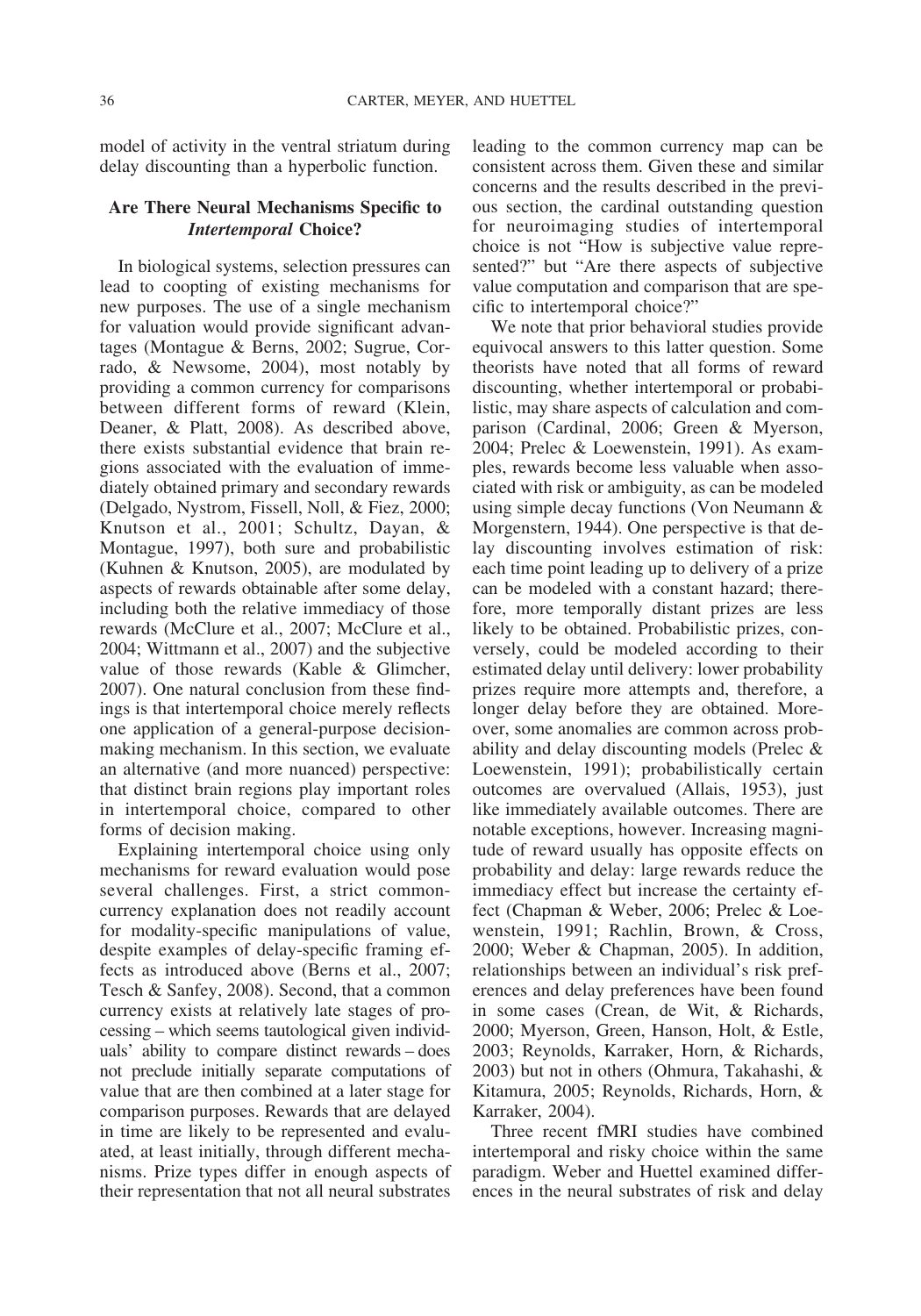model of activity in the ventral striatum during delay discounting than a hyperbolic function.

## Are There Neural Mechanisms Specific to *Intertemporal* Choice?

In biological systems, selection pressures can lead to coopting of existing mechanisms for new purposes. The use of a single mechanism for valuation would provide significant advantages (Montague & Berns, 2002; Sugrue, Corrado, & Newsome, 2004), most notably by providing a common currency for comparisons between different forms of reward (Klein, Deaner, & Platt, 2008). As described above, there exists substantial evidence that brain regions associated with the evaluation of immediately obtained primary and secondary rewards (Delgado, Nystrom, Fissell, Noll, & Fiez, 2000; Knutson et al., 2001; Schultz, Dayan, & Montague, 1997), both sure and probabilistic (Kuhnen & Knutson, 2005), are modulated by aspects of rewards obtainable after some delay, including both the relative immediacy of those rewards (McClure et al., 2007; McClure et al., 2004; Wittmann et al., 2007) and the subjective value of those rewards (Kable & Glimcher, 2007). One natural conclusion from these findings is that intertemporal choice merely reflects one application of a general-purpose decision-making mechanism. In this section, we evaluate an alternative (and more nuanced) perspective: that distinct brain regions play important roles in intertemporal choice, compared to other forms of decision making.

Explaining intertemporal choice using only mechanisms for reward evaluation would pose several challenges. First, a strict common-currency explanation does not readily account for modality-specific manipulations of value, despite examples of delay-specific framing effects as introduced above (Berns et al., 2007; Tesch & Sanfey, 2008). Second, that a common currency exists at relatively late stages of processing – which seems tautological given individuals' ability to compare distinct rewards – does not preclude initially separate computations of value that are then combined at a later stage for comparison purposes. Rewards that are delayed in time are likely to be represented and evaluated, at least initially, through different mechanisms. Prize types differ in enough aspects of their representation that not all neural substrates leading to the common currency map can be consistent across them. Given these and similar concerns and the results described in the previous section, the cardinal outstanding question for neuroimaging studies of intertemporal choice is not "How is subjective value represented?" but "Are there aspects of subjective value computation and comparison that are specific to intertemporal choice?"

We note that prior behavioral studies provide equivocal answers to this latter question. Some theorists have noted that all forms of reward discounting, whether intertemporal or probabilistic, may share aspects of calculation and comparison (Cardinal, 2006; Green & Myerson, 2004; Prelec & Loewenstein, 1991). As examples, rewards become less valuable when associated with risk or ambiguity, as can be modeled using simple decay functions (Von Neumann & Morgenstern, 1944). One perspective is that delay discounting involves estimation of risk: each time point leading up to delivery of a prize can be modeled with a constant hazard; therefore, more temporally distant prizes are less likely to be obtained. Probabilistic prizes, conversely, could be modeled according to their estimated delay until delivery: lower probability prizes require more attempts and, therefore, a longer delay before they are obtained. Moreover, some anomalies are common across probability and delay discounting models (Prelec & Loewenstein, 1991); probabilistically certain outcomes are overvalued (Allais, 1953), just like immediately available outcomes. There are notable exceptions, however. Increasing magnitude of reward usually has opposite effects on probability and delay: large rewards reduce the immediacy effect but increase the certainty effect (Chapman & Weber, 2006; Prelec & Loewenstein, 1991; Rachlin, Brown, & Cross, 2000; Weber & Chapman, 2005). In addition, relationships between an individual's risk preferences and delay preferences have been found in some cases (Crean, de Wit, & Richards, 2000; Myerson, Green, Hanson, Holt, & Estle, 2003; Reynolds, Karraker, Horn, & Richards, 2003) but not in others (Ohmura, Takahashi, & Kitamura, 2005; Reynolds, Richards, Horn, & Karraker, 2004).

Three recent fMRI studies have combined intertemporal and risky choice within the same paradigm. Weber and Huettel examined differences in the neural substrates of risk and delay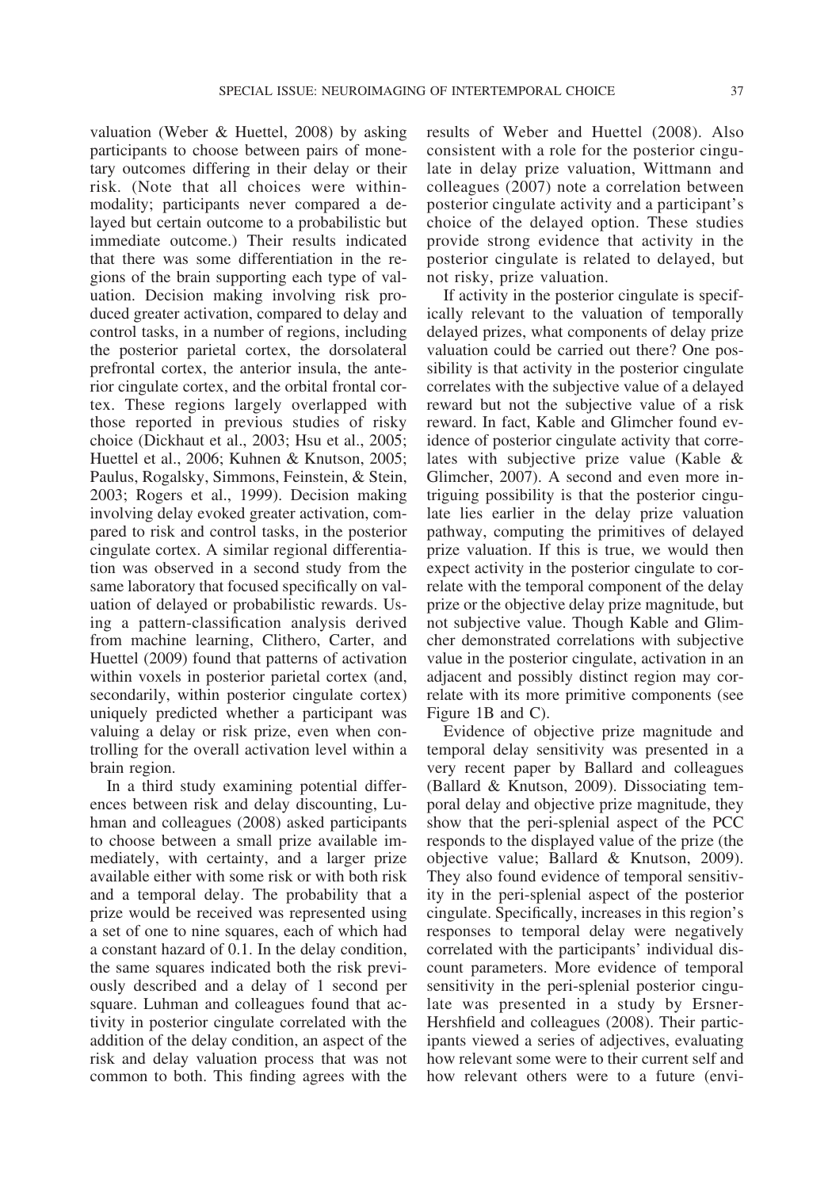valuation (Weber & Huettel, 2008) by asking participants to choose between pairs of monetary outcomes differing in their delay or their risk. (Note that all choices were within-modality; participants never compared a delayed but certain outcome to a probabilistic but immediate outcome.) Their results indicated that there was some differentiation in the regions of the brain supporting each type of valuation. Decision making involving risk produced greater activation, compared to delay and control tasks, in a number of regions, including the posterior parietal cortex, the dorsolateral prefrontal cortex, the anterior insula, the anterior cingulate cortex, and the orbital frontal cortex. These regions largely overlapped with those reported in previous studies of risky choice (Dickhaut et al., 2003; Hsu et al., 2005; Huettel et al., 2006; Kuhnen & Knutson, 2005; Paulus, Rogalsky, Simmons, Feinstein, & Stein, 2003; Rogers et al., 1999). Decision making involving delay evoked greater activation, compared to risk and control tasks, in the posterior cingulate cortex. A similar regional differentiation was observed in a second study from the same laboratory that focused specifically on valuation of delayed or probabilistic rewards. Using a pattern-classification analysis derived from machine learning, Clithero, Carter, and Huettel (2009) found that patterns of activation within voxels in posterior parietal cortex (and, secondarily, within posterior cingulate cortex) uniquely predicted whether a participant was valuing a delay or risk prize, even when controlling for the overall activation level within a brain region.

In a third study examining potential differences between risk and delay discounting, Luhman and colleagues (2008) asked participants to choose between a small prize available immediately, with certainty, and a larger prize available either with some risk or with both risk and a temporal delay. The probability that a prize would be received was represented using a set of one to nine squares, each of which had a constant hazard of 0.1. In the delay condition, the same squares indicated both the risk previously described and a delay of 1 second per square. Luhman and colleagues found that activity in posterior cingulate correlated with the addition of the delay condition, an aspect of the risk and delay valuation process that was not common to both. This finding agrees with the results of Weber and Huettel (2008). Also consistent with a role for the posterior cingulate in delay prize valuation, Wittmann and colleagues (2007) note a correlation between posterior cingulate activity and a participant's choice of the delayed option. These studies provide strong evidence that activity in the posterior cingulate is related to delayed, but not risky, prize valuation.

If activity in the posterior cingulate is specifically relevant to the valuation of temporally delayed prizes, what components of delay prize valuation could be carried out there? One possibility is that activity in the posterior cingulate correlates with the subjective value of a delayed reward but not the subjective value of a risk reward. In fact, Kable and Glimcher found evidence of posterior cingulate activity that correlates with subjective prize value (Kable & Glimcher, 2007). A second and even more intriguing possibility is that the posterior cingulate lies earlier in the delay prize valuation pathway, computing the primitives of delayed prize valuation. If this is true, we would then expect activity in the posterior cingulate to correlate with the temporal component of the delay prize or the objective delay prize magnitude, but not subjective value. Though Kable and Glimcher demonstrated correlations with subjective value in the posterior cingulate, activation in an adjacent and possibly distinct region may correlate with its more primitive components (see Figure 1B and C).

Evidence of objective prize magnitude and temporal delay sensitivity was presented in a very recent paper by Ballard and colleagues (Ballard & Knutson, 2009). Dissociating temporal delay and objective prize magnitude, they show that the peri-splenial aspect of the PCC responds to the displayed value of the prize (the objective value; Ballard & Knutson, 2009). They also found evidence of temporal sensitivity in the peri-splenial aspect of the posterior cingulate. Specifically, increases in this region's responses to temporal delay were negatively correlated with the participants' individual discount parameters. More evidence of temporal sensitivity in the peri-splenial posterior cingulate was presented in a study by Ersner-Hershfield and colleagues (2008). Their participants viewed a series of adjectives, evaluating how relevant some were to their current self and how relevant others were to a future (envi-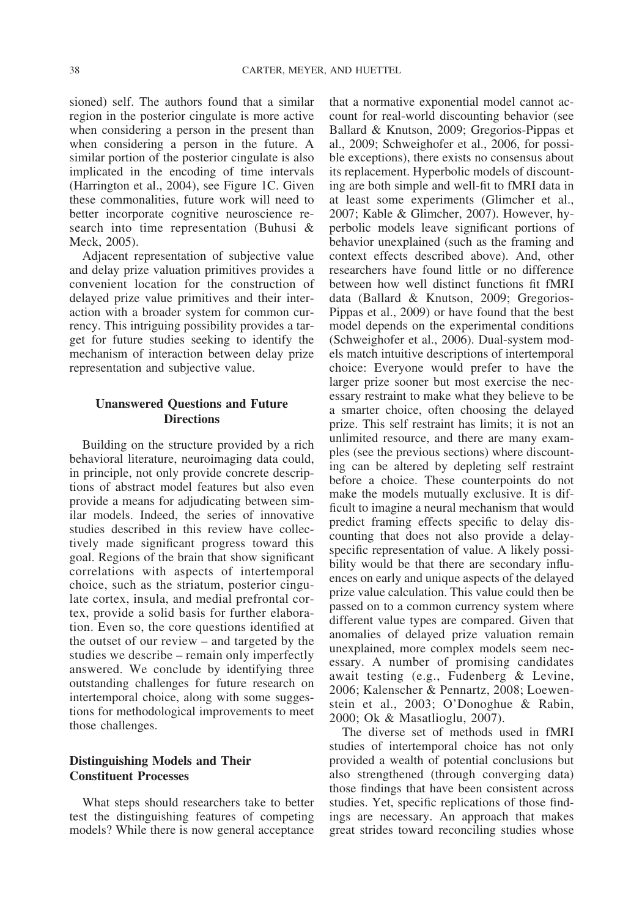sioned) self. The authors found that a similar region in the posterior cingulate is more active when considering a person in the present than when considering a person in the future. A similar portion of the posterior cingulate is also implicated in the encoding of time intervals (Harrington et al., 2004), see Figure 1C. Given these commonalities, future work will need to better incorporate cognitive neuroscience research into time representation (Buhusi & Meck, 2005).

Adjacent representation of subjective value and delay prize valuation primitives provides a convenient location for the construction of delayed prize value primitives and their interaction with a broader system for common currency. This intriguing possibility provides a target for future studies seeking to identify the mechanism of interaction between delay prize representation and subjective value.

## Unanswered Questions and Future Directions

Building on the structure provided by a rich behavioral literature, neuroimaging data could, in principle, not only provide concrete descriptions of abstract model features but also even provide a means for adjudicating between similar models. Indeed, the series of innovative studies described in this review have collectively made significant progress toward this goal. Regions of the brain that show significant correlations with aspects of intertemporal choice, such as the striatum, posterior cingulate cortex, insula, and medial prefrontal cortex, provide a solid basis for further elaboration. Even so, the core questions identified at the outset of our review – and targeted by the studies we describe – remain only imperfectly answered. We conclude by identifying three outstanding challenges for future research on intertemporal choice, along with some suggestions for methodological improvements to meet those challenges.

### Distinguishing Models and Their Constituent Processes

What steps should researchers take to better test the distinguishing features of competing models? While there is now general acceptance that a normative exponential model cannot account for real-world discounting behavior (see Ballard & Knutson, 2009; Gregorios-Pippas et al., 2009; Schweighofer et al., 2006, for possible exceptions), there exists no consensus about its replacement. Hyperbolic models of discounting are both simple and well-fit to fMRI data in at least some experiments (Glimcher et al., 2007; Kable & Glimcher, 2007). However, hyperbolic models leave significant portions of behavior unexplained (such as the framing and context effects described above). And, other researchers have found little or no difference between how well distinct functions fit fMRI data (Ballard & Knutson, 2009; Gregorios-Pippas et al., 2009) or have found that the best model depends on the experimental conditions (Schweighofer et al., 2006). Dual-system models match intuitive descriptions of intertemporal choice: Everyone would prefer to have the larger prize sooner but most exercise the necessary restraint to make what they believe to be a smarter choice, often choosing the delayed prize. This self restraint has limits; it is not an unlimited resource, and there are many examples (see the previous sections) where discounting can be altered by depleting self restraint before a choice. These counterpoints do not make the models mutually exclusive. It is difficult to imagine a neural mechanism that would predict framing effects specific to delay discounting that does not also provide a delay-specific representation of value. A likely possibility would be that there are secondary influences on early and unique aspects of the delayed prize value calculation. This value could then be passed on to a common currency system where different value types are compared. Given that anomalies of delayed prize valuation remain unexplained, more complex models seem necessary. A number of promising candidates await testing (e.g., Fudenberg & Levine, 2006; Kalenscher & Pennartz, 2008; Loewenstein et al., 2003; O'Donoghue & Rabin, 2000; Ok & Masatlioglu, 2007).

The diverse set of methods used in fMRI studies of intertemporal choice has not only provided a wealth of potential conclusions but also strengthened (through converging data) those findings that have been consistent across studies. Yet, specific replications of those findings are necessary. An approach that makes great strides toward reconciling studies whose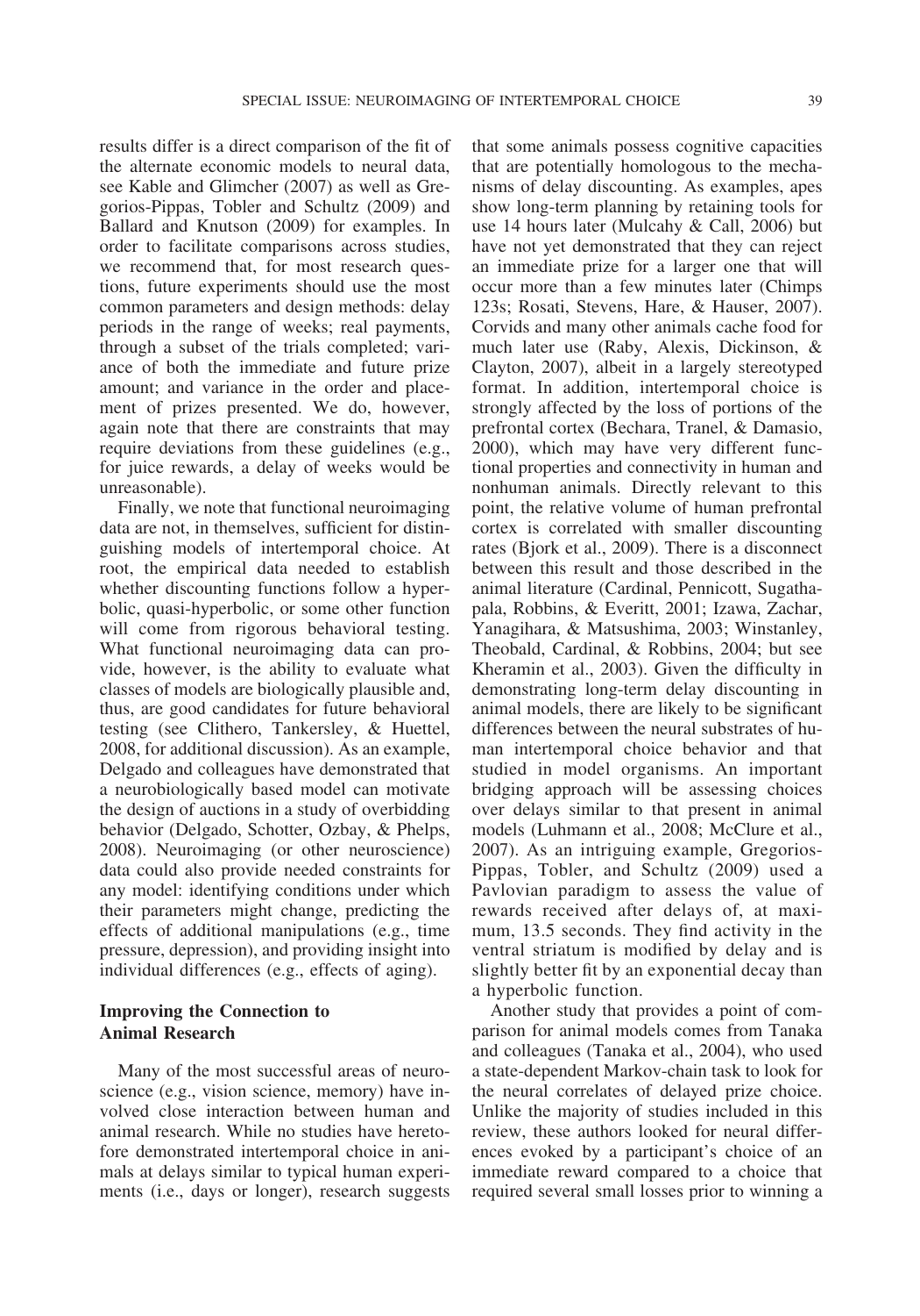results differ is a direct comparison of the fit of the alternate economic models to neural data, see Kable and Glimcher (2007) as well as Gregorios-Pippas, Tobler and Schultz (2009) and Ballard and Knutson (2009) for examples. In order to facilitate comparisons across studies, we recommend that, for most research questions, future experiments should use the most common parameters and design methods: delay periods in the range of weeks; real payments, through a subset of the trials completed; variance of both the immediate and future prize amount; and variance in the order and placement of prizes presented. We do, however, again note that there are constraints that may require deviations from these guidelines (e.g., for juice rewards, a delay of weeks would be unreasonable).

Finally, we note that functional neuroimaging data are not, in themselves, sufficient for distinguishing models of intertemporal choice. At root, the empirical data needed to establish whether discounting functions follow a hyperbolic, quasi-hyperbolic, or some other function will come from rigorous behavioral testing. What functional neuroimaging data can provide, however, is the ability to evaluate what classes of models are biologically plausible and, thus, are good candidates for future behavioral testing (see Clithero, Tankersley, & Huettel, 2008, for additional discussion). As an example, Delgado and colleagues have demonstrated that a neurobiologically based model can motivate the design of auctions in a study of overbidding behavior (Delgado, Schotter, Ozbay, & Phelps, 2008). Neuroimaging (or other neuroscience) data could also provide needed constraints for any model: identifying conditions under which their parameters might change, predicting the effects of additional manipulations (e.g., time pressure, depression), and providing insight into individual differences (e.g., effects of aging).

## Improving the Connection to Animal Research

Many of the most successful areas of neuroscience (e.g., vision science, memory) have involved close interaction between human and animal research. While no studies have heretofore demonstrated intertemporal choice in animals at delays similar to typical human experiments (i.e., days or longer), research suggests that some animals possess cognitive capacities that are potentially homologous to the mechanisms of delay discounting. As examples, apes show long-term planning by retaining tools for use 14 hours later (Mulcahy & Call, 2006) but have not yet demonstrated that they can reject an immediate prize for a larger one that will occur more than a few minutes later (Chimps 123s; Rosati, Stevens, Hare, & Hauser, 2007). Corvids and many other animals cache food for much later use (Raby, Alexis, Dickinson, & Clayton, 2007), albeit in a largely stereotyped format. In addition, intertemporal choice is strongly affected by the loss of portions of the prefrontal cortex (Bechara, Tranel, & Damasio, 2000), which may have very different functional properties and connectivity in human and nonhuman animals. Directly relevant to this point, the relative volume of human prefrontal cortex is correlated with smaller discounting rates (Bjork et al., 2009). There is a disconnect between this result and those described in the animal literature (Cardinal, Pennicott, Sugathapala, Robbins, & Everitt, 2001; Izawa, Zachar, Yanagihara, & Matsushima, 2003; Winstanley, Theobald, Cardinal, & Robbins, 2004; but see Kheramin et al., 2003). Given the difficulty in demonstrating long-term delay discounting in animal models, there are likely to be significant differences between the neural substrates of human intertemporal choice behavior and that studied in model organisms. An important bridging approach will be assessing choices over delays similar to that present in animal models (Luhmann et al., 2008; McClure et al., 2007). As an intriguing example, Gregorios-Pippas, Tobler, and Schultz (2009) used a Pavlovian paradigm to assess the value of rewards received after delays of, at maximum, 13.5 seconds. They find activity in the ventral striatum is modified by delay and is slightly better fit by an exponential decay than a hyperbolic function.

Another study that provides a point of comparison for animal models comes from Tanaka and colleagues (Tanaka et al., 2004), who used a state-dependent Markov-chain task to look for the neural correlates of delayed prize choice. Unlike the majority of studies included in this review, these authors looked for neural differences evoked by a participant's choice of an immediate reward compared to a choice that required several small losses prior to winning a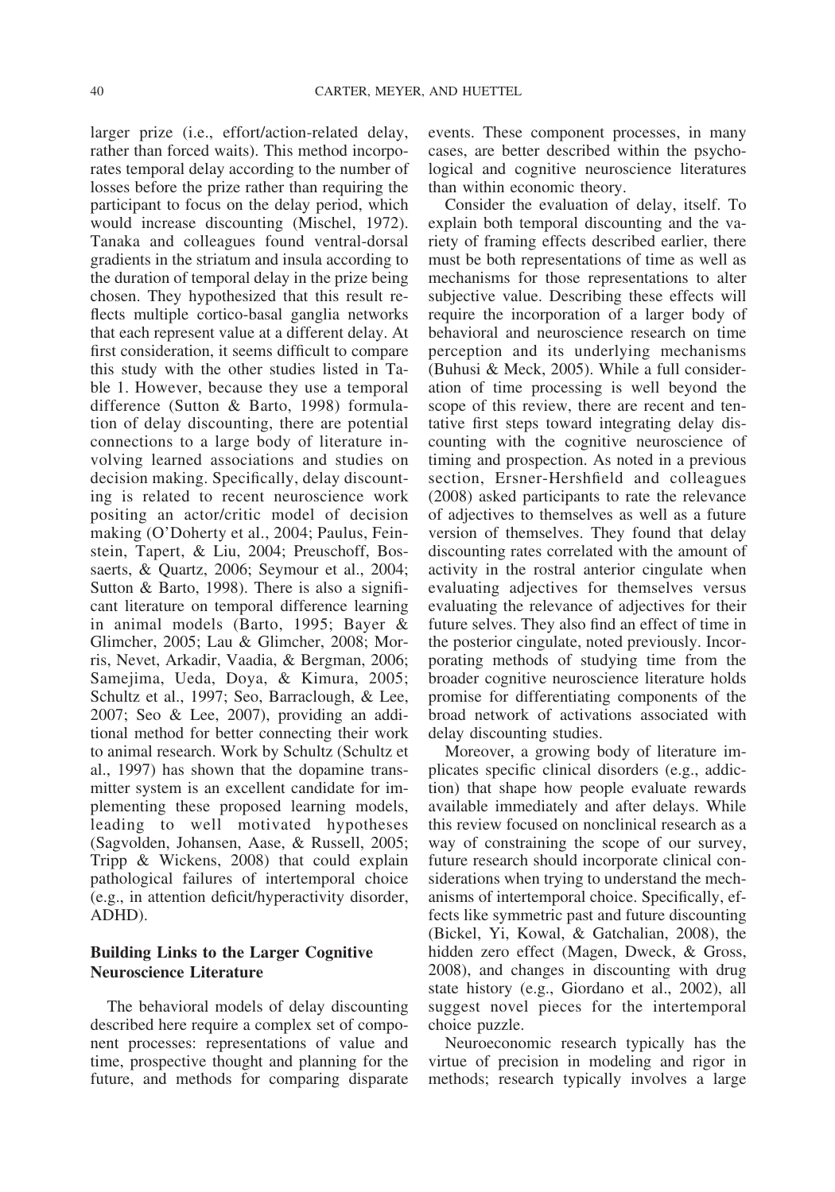larger prize (i.e., effort/action-related delay, rather than forced waits). This method incorporates temporal delay according to the number of losses before the prize rather than requiring the participant to focus on the delay period, which would increase discounting (Mischel, 1972). Tanaka and colleagues found ventral-dorsal gradients in the striatum and insula according to the duration of temporal delay in the prize being chosen. They hypothesized that this result reflects multiple cortico-basal ganglia networks that each represent value at a different delay. At first consideration, it seems difficult to compare this study with the other studies listed in Table 1. However, because they use a temporal difference (Sutton & Barto, 1998) formulation of delay discounting, there are potential connections to a large body of literature involving learned associations and studies on decision making. Specifically, delay discounting is related to recent neuroscience work positing an actor/critic model of decision making (O'Doherty et al., 2004; Paulus, Feinstein, Tapert, & Liu, 2004; Preuschoff, Bossaerts, & Quartz, 2006; Seymour et al., 2004; Sutton & Barto, 1998). There is also a significant literature on temporal difference learning in animal models (Barto, 1995; Bayer & Glimcher, 2005; Lau & Glimcher, 2008; Morris, Nevet, Arkadir, Vaadia, & Bergman, 2006; Samejima, Ueda, Doya, & Kimura, 2005; Schultz et al., 1997; Seo, Barraclough, & Lee, 2007; Seo & Lee, 2007), providing an additional method for better connecting their work to animal research. Work by Schultz (Schultz et al., 1997) has shown that the dopamine transmitter system is an excellent candidate for implementing these proposed learning models, leading to well motivated hypotheses (Sagvolden, Johansen, Aase, & Russell, 2005; Tripp & Wickens, 2008) that could explain pathological failures of intertemporal choice (e.g., in attention deficit/hyperactivity disorder, ADHD).

## Building Links to the Larger Cognitive Neuroscience Literature

The behavioral models of delay discounting described here require a complex set of component processes: representations of value and time, prospective thought and planning for the future, and methods for comparing disparate events. These component processes, in many cases, are better described within the psychological and cognitive neuroscience literatures than within economic theory.

Consider the evaluation of delay, itself. To explain both temporal discounting and the variety of framing effects described earlier, there must be both representations of time as well as mechanisms for those representations to alter subjective value. Describing these effects will require the incorporation of a larger body of behavioral and neuroscience research on time perception and its underlying mechanisms (Buhusi & Meck, 2005). While a full consideration of time processing is well beyond the scope of this review, there are recent and tentative first steps toward integrating delay discounting with the cognitive neuroscience of timing and prospection. As noted in a previous section, Ersner-Hershfield and colleagues (2008) asked participants to rate the relevance of adjectives to themselves as well as a future version of themselves. They found that delay discounting rates correlated with the amount of activity in the rostral anterior cingulate when evaluating adjectives for themselves versus evaluating the relevance of adjectives for their future selves. They also find an effect of time in the posterior cingulate, noted previously. Incorporating methods of studying time from the broader cognitive neuroscience literature holds promise for differentiating components of the broad network of activations associated with delay discounting studies.

Moreover, a growing body of literature implicates specific clinical disorders (e.g., addiction) that shape how people evaluate rewards available immediately and after delays. While this review focused on nonclinical research as a way of constraining the scope of our survey, future research should incorporate clinical considerations when trying to understand the mechanisms of intertemporal choice. Specifically, effects like symmetric past and future discounting (Bickel, Yi, Kowal, & Gatchalian, 2008), the hidden zero effect (Magen, Dweck, & Gross, 2008), and changes in discounting with drug state history (e.g., Giordano et al., 2002), all suggest novel pieces for the intertemporal choice puzzle.

Neuroeconomic research typically has the virtue of precision in modeling and rigor in methods; research typically involves a large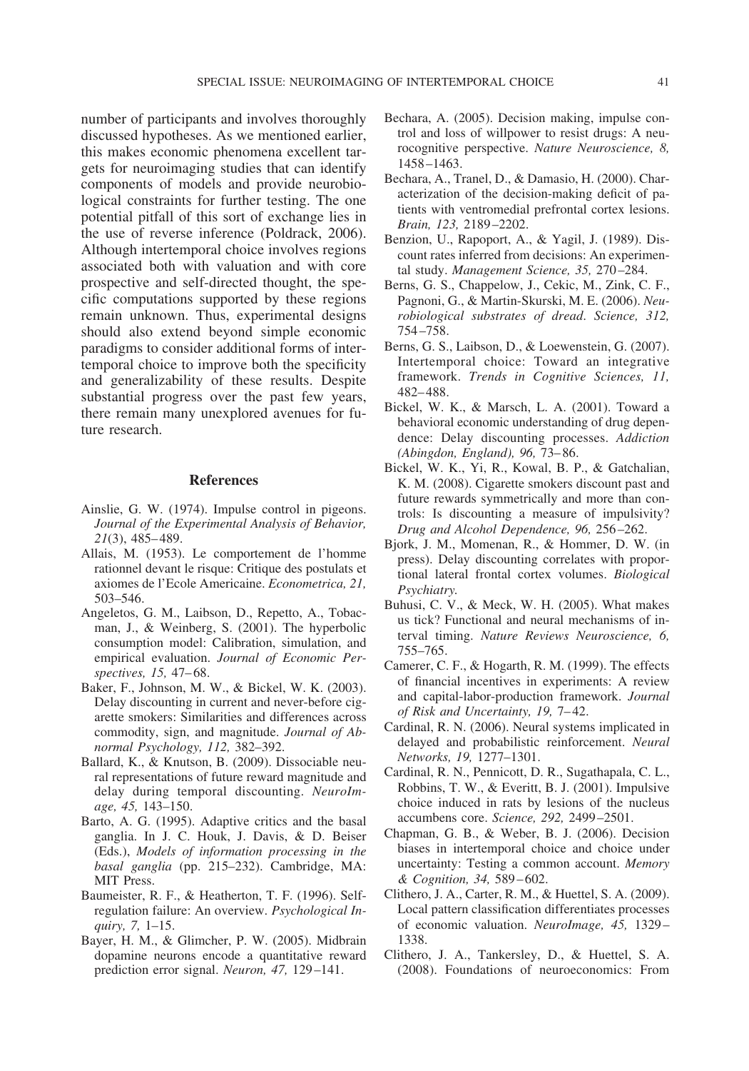number of participants and involves thoroughly discussed hypotheses. As we mentioned earlier, this makes economic phenomena excellent targets for neuroimaging studies that can identify components of models and provide neurobiological constraints for further testing. The one potential pitfall of this sort of exchange lies in the use of reverse inference (Poldrack, 2006). Although intertemporal choice involves regions associated both with valuation and with core prospective and self-directed thought, the specific computations supported by these regions remain unknown. Thus, experimental designs should also extend beyond simple economic paradigms to consider additional forms of intertemporal choice to improve both the specificity and generalizability of these results. Despite substantial progress over the past few years, there remain many unexplored avenues for future research.

## References

Ainslie, G. W. (1974). Impulse control in pigeons. *Journal of the Experimental Analysis of Behavior, 21*(3), 485–489.

Allais, M. (1953). Le comportement de l'homme rationnel devant le risque: Critique des postulats et axiomes de l'Ecole Americaine. *Econometrica, 21,* 503–546.

Angeletos, G. M., Laibson, D., Repetto, A., Tobacman, J., & Weinberg, S. (2001). The hyperbolic consumption model: Calibration, simulation, and empirical evaluation. *Journal of Economic Perspectives, 15,* 47–68.

Baker, F., Johnson, M. W., & Bickel, W. K. (2003). Delay discounting in current and never-before cigarette smokers: Similarities and differences across commodity, sign, and magnitude. *Journal of Abnormal Psychology, 112,* 382–392.

Ballard, K., & Knutson, B. (2009). Dissociable neural representations of future reward magnitude and delay during temporal discounting. *NeuroImage, 45,* 143–150.

Barto, A. G. (1995). Adaptive critics and the basal ganglia. In J. C. Houk, J. Davis, & D. Beiser (Eds.), *Models of information processing in the basal ganglia* (pp. 215–232). Cambridge, MA: MIT Press.

Baumeister, R. F., & Heatherton, T. F. (1996). Self-regulation failure: An overview. *Psychological Inquiry, 7,* 1–15.

Bayer, H. M., & Glimcher, P. W. (2005). Midbrain dopamine neurons encode a quantitative reward prediction error signal. *Neuron, 47,* 129–141.

Bechara, A. (2005). Decision making, impulse control and loss of willpower to resist drugs: A neurocognitive perspective. *Nature Neuroscience, 8,* 1458–1463.

Bechara, A., Tranel, D., & Damasio, H. (2000). Characterization of the decision-making deficit of patients with ventromedial prefrontal cortex lesions. *Brain, 123,* 2189–2202.

Benzion, U., Rapoport, A., & Yagil, J. (1989). Discount rates inferred from decisions: An experimental study. *Management Science, 35,* 270–284.

Berns, G. S., Chappelow, J., Cekic, M., Zink, C. F., Pagnoni, G., & Martin-Skurski, M. E. (2006). *Neurobiological substrates of dread. Science, 312,* 754–758.

Berns, G. S., Laibson, D., & Loewenstein, G. (2007). Intertemporal choice: Toward an integrative framework. *Trends in Cognitive Sciences, 11,* 482–488.

Bickel, W. K., & Marsch, L. A. (2001). Toward a behavioral economic understanding of drug dependence: Delay discounting processes. *Addiction (Abingdon, England), 96,* 73–86.

Bickel, W. K., Yi, R., Kowal, B. P., & Gatchalian, K. M. (2008). Cigarette smokers discount past and future rewards symmetrically and more than controls: Is discounting a measure of impulsivity? *Drug and Alcohol Dependence, 96,* 256–262.

Bjork, J. M., Momenan, R., & Hommer, D. W. (in press). Delay discounting correlates with proportional lateral frontal cortex volumes. *Biological Psychiatry.*

Buhusi, C. V., & Meck, W. H. (2005). What makes us tick? Functional and neural mechanisms of interval timing. *Nature Reviews Neuroscience, 6,* 755–765.

Camerer, C. F., & Hogarth, R. M. (1999). The effects of financial incentives in experiments: A review and capital-labor-production framework. *Journal of Risk and Uncertainty, 19,* 7–42.

Cardinal, R. N. (2006). Neural systems implicated in delayed and probabilistic reinforcement. *Neural Networks, 19,* 1277–1301.

Cardinal, R. N., Pennicott, D. R., Sugathapala, C. L., Robbins, T. W., & Everitt, B. J. (2001). Impulsive choice induced in rats by lesions of the nucleus accumbens core. *Science, 292,* 2499–2501.

Chapman, G. B., & Weber, B. J. (2006). Decision biases in intertemporal choice and choice under uncertainty: Testing a common account. *Memory & Cognition, 34,* 589–602.

Clithero, J. A., Carter, R. M., & Huettel, S. A. (2009). Local pattern classification differentiates processes of economic valuation. *NeuroImage, 45,* 1329–1338.

Clithero, J. A., Tankersley, D., & Huettel, S. A. (2008). Foundations of neuroeconomics: From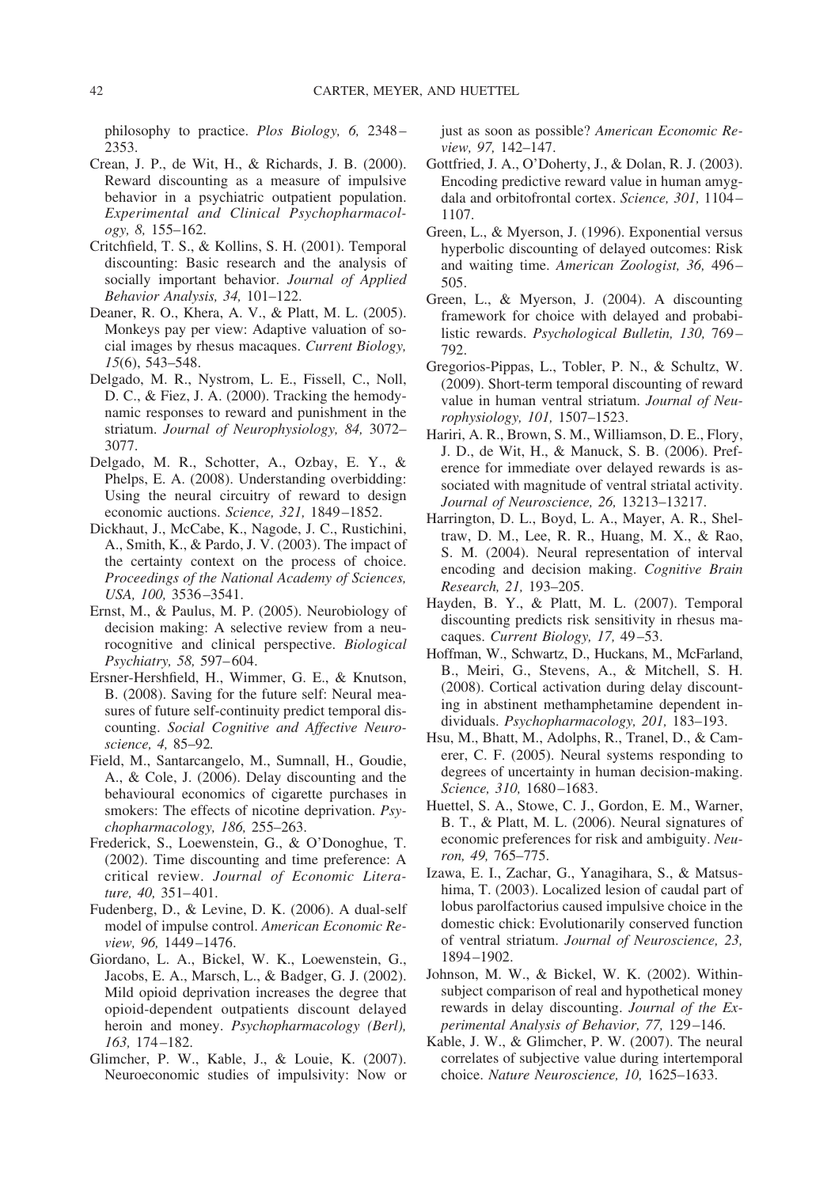philosophy to practice. *Plos Biology, 6,* 2348–2353.

Crean, J. P., de Wit, H., & Richards, J. B. (2000). Reward discounting as a measure of impulsive behavior in a psychiatric outpatient population. *Experimental and Clinical Psychopharmacology, 8,* 155–162.

Critchfield, T. S., & Kollins, S. H. (2001). Temporal discounting: Basic research and the analysis of socially important behavior. *Journal of Applied Behavior Analysis, 34,* 101–122.

Deaner, R. O., Khera, A. V., & Platt, M. L. (2005). Monkeys pay per view: Adaptive valuation of social images by rhesus macaques. *Current Biology, 15*(6), 543–548.

Delgado, M. R., Nystrom, L. E., Fissell, C., Noll, D. C., & Fiez, J. A. (2000). Tracking the hemodynamic responses to reward and punishment in the striatum. *Journal of Neurophysiology, 84,* 3072–3077.

Delgado, M. R., Schotter, A., Ozbay, E. Y., & Phelps, E. A. (2008). Understanding overbidding: Using the neural circuitry of reward to design economic auctions. *Science, 321,* 1849–1852.

Dickhaut, J., McCabe, K., Nagode, J. C., Rustichini, A., Smith, K., & Pardo, J. V. (2003). The impact of the certainty context on the process of choice. *Proceedings of the National Academy of Sciences, USA, 100,* 3536–3541.

Ernst, M., & Paulus, M. P. (2005). Neurobiology of decision making: A selective review from a neurocognitive and clinical perspective. *Biological Psychiatry, 58,* 597–604.

Ersner-Hershfield, H., Wimmer, G. E., & Knutson, B. (2008). Saving for the future self: Neural measures of future self-continuity predict temporal discounting. *Social Cognitive and Affective Neuroscience, 4,* 85–92.

Field, M., Santarcangelo, M., Sumnall, H., Goudie, A., & Cole, J. (2006). Delay discounting and the behavioural economics of cigarette purchases in smokers: The effects of nicotine deprivation. *Psychopharmacology, 186,* 255–263.

Frederick, S., Loewenstein, G., & O'Donoghue, T. (2002). Time discounting and time preference: A critical review. *Journal of Economic Literature, 40,* 351–401.

Fudenberg, D., & Levine, D. K. (2006). A dual-self model of impulse control. *American Economic Review, 96,* 1449–1476.

Giordano, L. A., Bickel, W. K., Loewenstein, G., Jacobs, E. A., Marsch, L., & Badger, G. J. (2002). Mild opioid deprivation increases the degree that opioid-dependent outpatients discount delayed heroin and money. *Psychopharmacology (Berl), 163,* 174–182.

Glimcher, P. W., Kable, J., & Louie, K. (2007). Neuroeconomic studies of impulsivity: Now or just as soon as possible? *American Economic Review, 97,* 142–147.

Gottfried, J. A., O'Doherty, J., & Dolan, R. J. (2003). Encoding predictive reward value in human amygdala and orbitofrontal cortex. *Science, 301,* 1104–1107.

Green, L., & Myerson, J. (1996). Exponential versus hyperbolic discounting of delayed outcomes: Risk and waiting time. *American Zoologist, 36,* 496–505.

Green, L., & Myerson, J. (2004). A discounting framework for choice with delayed and probabilistic rewards. *Psychological Bulletin, 130,* 769–792.

Gregorios-Pippas, L., Tobler, P. N., & Schultz, W. (2009). Short-term temporal discounting of reward value in human ventral striatum. *Journal of Neurophysiology, 101,* 1507–1523.

Hariri, A. R., Brown, S. M., Williamson, D. E., Flory, J. D., de Wit, H., & Manuck, S. B. (2006). Preference for immediate over delayed rewards is associated with magnitude of ventral striatal activity. *Journal of Neuroscience, 26,* 13213–13217.

Harrington, D. L., Boyd, L. A., Mayer, A. R., Sheltraw, D. M., Lee, R. R., Huang, M. X., & Rao, S. M. (2004). Neural representation of interval encoding and decision making. *Cognitive Brain Research, 21,* 193–205.

Hayden, B. Y., & Platt, M. L. (2007). Temporal discounting predicts risk sensitivity in rhesus macaques. *Current Biology, 17,* 49–53.

Hoffman, W., Schwartz, D., Huckans, M., McFarland, B., Meiri, G., Stevens, A., & Mitchell, S. H. (2008). Cortical activation during delay discounting in abstinent methamphetamine dependent individuals. *Psychopharmacology, 201,* 183–193.

Hsu, M., Bhatt, M., Adolphs, R., Tranel, D., & Camerer, C. F. (2005). Neural systems responding to degrees of uncertainty in human decision-making. *Science, 310,* 1680–1683.

Huettel, S. A., Stowe, C. J., Gordon, E. M., Warner, B. T., & Platt, M. L. (2006). Neural signatures of economic preferences for risk and ambiguity. *Neuron, 49,* 765–775.

Izawa, E. I., Zachar, G., Yanagihara, S., & Matsushima, T. (2003). Localized lesion of caudal part of lobus parolfactorius caused impulsive choice in the domestic chick: Evolutionarily conserved function of ventral striatum. *Journal of Neuroscience, 23,* 1894–1902.

Johnson, M. W., & Bickel, W. K. (2002). Within-subject comparison of real and hypothetical money rewards in delay discounting. *Journal of the Experimental Analysis of Behavior, 77,* 129–146.

Kable, J. W., & Glimcher, P. W. (2007). The neural correlates of subjective value during intertemporal choice. *Nature Neuroscience, 10,* 1625–1633.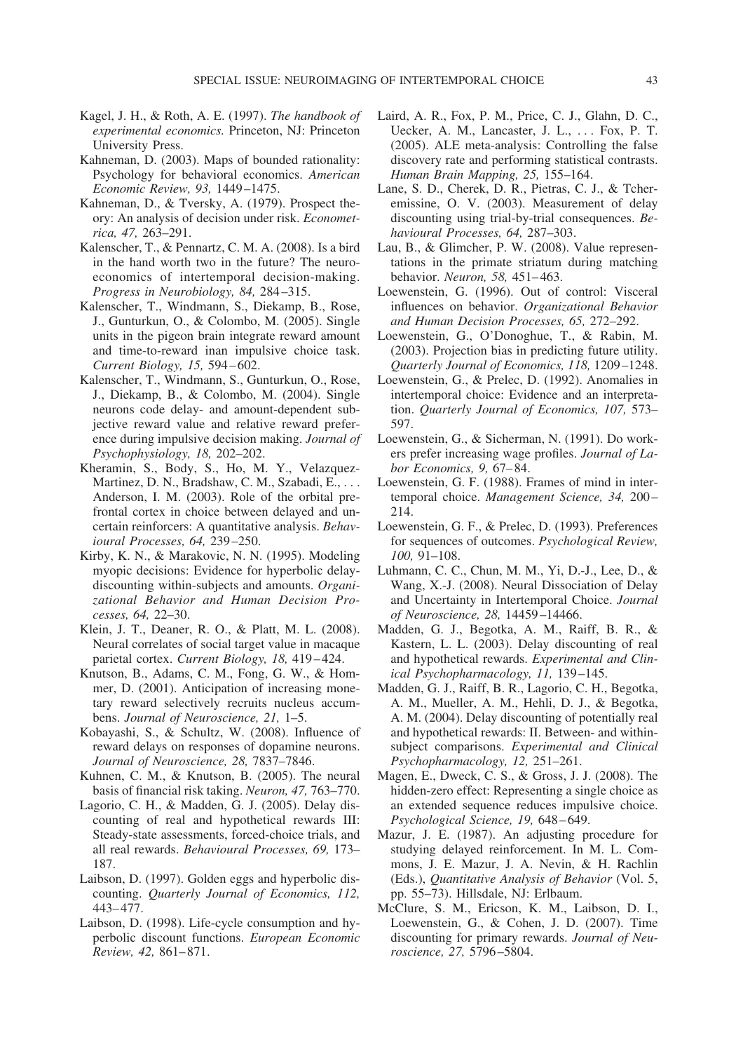Kagel, J. H., & Roth, A. E. (1997). *The handbook of experimental economics.* Princeton, NJ: Princeton University Press.

Kahneman, D. (2003). Maps of bounded rationality: Psychology for behavioral economics. *American Economic Review, 93,* 1449–1475.

Kahneman, D., & Tversky, A. (1979). Prospect theory: An analysis of decision under risk. *Econometrica, 47,* 263–291.

Kalenscher, T., & Pennartz, C. M. A. (2008). Is a bird in the hand worth two in the future? The neuroeconomics of intertemporal decision-making. *Progress in Neurobiology, 84,* 284–315.

Kalenscher, T., Windmann, S., Diekamp, B., Rose, J., Gunturkun, O., & Colombo, M. (2005). Single units in the pigeon brain integrate reward amount and time-to-reward inan impulsive choice task. *Current Biology, 15,* 594–602.

Kalenscher, T., Windmann, S., Gunturkun, O., Rose, J., Diekamp, B., & Colombo, M. (2004). Single neurons code delay- and amount-dependent subjective reward value and relative reward preference during impulsive decision making. *Journal of Psychophysiology, 18,* 202–202.

Kheramin, S., Body, S., Ho, M. Y., Velazquez-Martinez, D. N., Bradshaw, C. M., Szabadi, E., . . . Anderson, I. M. (2003). Role of the orbital prefrontal cortex in choice between delayed and uncertain reinforcers: A quantitative analysis. *Behavioural Processes, 64,* 239–250.

Kirby, K. N., & Marakovic, N. N. (1995). Modeling myopic decisions: Evidence for hyperbolic delay-discounting within-subjects and amounts. *Organizational Behavior and Human Decision Processes, 64,* 22–30.

Klein, J. T., Deaner, R. O., & Platt, M. L. (2008). Neural correlates of social target value in macaque parietal cortex. *Current Biology, 18,* 419–424.

Knutson, B., Adams, C. M., Fong, G. W., & Hommer, D. (2001). Anticipation of increasing monetary reward selectively recruits nucleus accumbens. *Journal of Neuroscience, 21,* 1–5.

Kobayashi, S., & Schultz, W. (2008). Influence of reward delays on responses of dopamine neurons. *Journal of Neuroscience, 28,* 7837–7846.

Kuhnen, C. M., & Knutson, B. (2005). The neural basis of financial risk taking. *Neuron, 47,* 763–770.

Lagorio, C. H., & Madden, G. J. (2005). Delay discounting of real and hypothetical rewards III: Steady-state assessments, forced-choice trials, and all real rewards. *Behavioural Processes, 69,* 173–187.

Laibson, D. (1997). Golden eggs and hyperbolic discounting. *Quarterly Journal of Economics, 112,* 443–477.

Laibson, D. (1998). Life-cycle consumption and hyperbolic discount functions. *European Economic Review, 42,* 861–871.

Laird, A. R., Fox, P. M., Price, C. J., Glahn, D. C., Uecker, A. M., Lancaster, J. L., . . . Fox, P. T. (2005). ALE meta-analysis: Controlling the false discovery rate and performing statistical contrasts. *Human Brain Mapping, 25,* 155–164.

Lane, S. D., Cherek, D. R., Pietras, C. J., & Tcheremissine, O. V. (2003). Measurement of delay discounting using trial-by-trial consequences. *Behavioural Processes, 64,* 287–303.

Lau, B., & Glimcher, P. W. (2008). Value representations in the primate striatum during matching behavior. *Neuron, 58,* 451–463.

Loewenstein, G. (1996). Out of control: Visceral influences on behavior. *Organizational Behavior and Human Decision Processes, 65,* 272–292.

Loewenstein, G., O'Donoghue, T., & Rabin, M. (2003). Projection bias in predicting future utility. *Quarterly Journal of Economics, 118,* 1209–1248.

Loewenstein, G., & Prelec, D. (1992). Anomalies in intertemporal choice: Evidence and an interpretation. *Quarterly Journal of Economics, 107,* 573–597.

Loewenstein, G., & Sicherman, N. (1991). Do workers prefer increasing wage profiles. *Journal of Labor Economics, 9,* 67–84.

Loewenstein, G. F. (1988). Frames of mind in intertemporal choice. *Management Science, 34,* 200–214.

Loewenstein, G. F., & Prelec, D. (1993). Preferences for sequences of outcomes. *Psychological Review, 100,* 91–108.

Luhmann, C. C., Chun, M. M., Yi, D.-J., Lee, D., & Wang, X.-J. (2008). Neural Dissociation of Delay and Uncertainty in Intertemporal Choice. *Journal of Neuroscience, 28,* 14459–14466.

Madden, G. J., Begotka, A. M., Raiff, B. R., & Kastern, L. L. (2003). Delay discounting of real and hypothetical rewards. *Experimental and Clinical Psychopharmacology, 11,* 139–145.

Madden, G. J., Raiff, B. R., Lagorio, C. H., Begotka, A. M., Mueller, A. M., Hehli, D. J., & Begotka, A. M. (2004). Delay discounting of potentially real and hypothetical rewards: II. Between- and within-subject comparisons. *Experimental and Clinical Psychopharmacology, 12,* 251–261.

Magen, E., Dweck, C. S., & Gross, J. J. (2008). The hidden-zero effect: Representing a single choice as an extended sequence reduces impulsive choice. *Psychological Science, 19,* 648–649.

Mazur, J. E. (1987). An adjusting procedure for studying delayed reinforcement. In M. L. Commons, J. E. Mazur, J. A. Nevin, & H. Rachlin (Eds.), *Quantitative Analysis of Behavior* (Vol. 5, pp. 55–73). Hillsdale, NJ: Erlbaum.

McClure, S. M., Ericson, K. M., Laibson, D. I., Loewenstein, G., & Cohen, J. D. (2007). Time discounting for primary rewards. *Journal of Neuroscience, 27,* 5796–5804.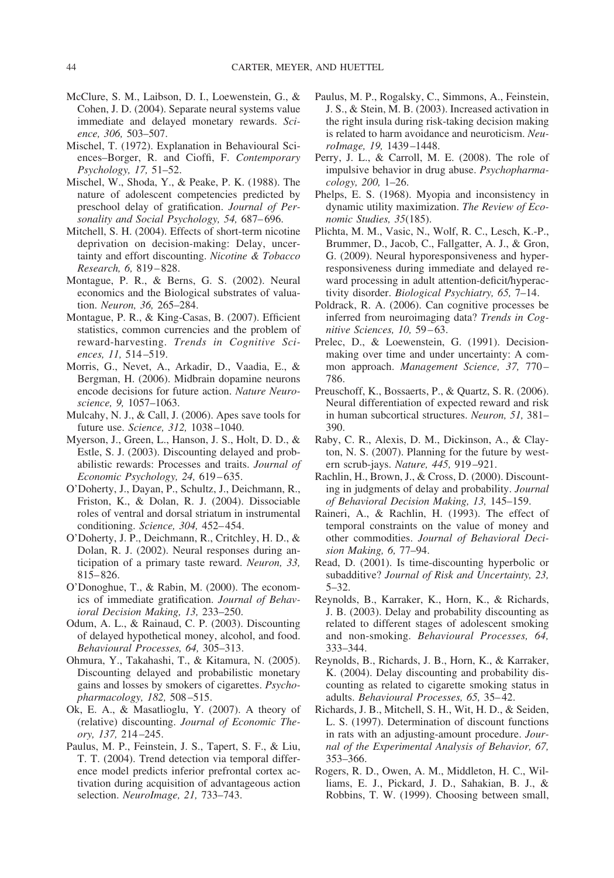McClure, S. M., Laibson, D. I., Loewenstein, G., & Cohen, J. D. (2004). Separate neural systems value immediate and delayed monetary rewards. *Science, 306,* 503–507.

Mischel, T. (1972). Explanation in Behavioural Sciences–Borger, R. and Cioffi, F. *Contemporary Psychology, 17,* 51–52.

Mischel, W., Shoda, Y., & Peake, P. K. (1988). The nature of adolescent competencies predicted by preschool delay of gratification. *Journal of Personality and Social Psychology, 54,* 687–696.

Mitchell, S. H. (2004). Effects of short-term nicotine deprivation on decision-making: Delay, uncertainty and effort discounting. *Nicotine & Tobacco Research, 6,* 819–828.

Montague, P. R., & Berns, G. S. (2002). Neural economics and the Biological substrates of valuation. *Neuron, 36,* 265–284.

Montague, P. R., & King-Casas, B. (2007). Efficient statistics, common currencies and the problem of reward-harvesting. *Trends in Cognitive Sciences, 11,* 514–519.

Morris, G., Nevet, A., Arkadir, D., Vaadia, E., & Bergman, H. (2006). Midbrain dopamine neurons encode decisions for future action. *Nature Neuroscience, 9,* 1057–1063.

Mulcahy, N. J., & Call, J. (2006). Apes save tools for future use. *Science, 312,* 1038–1040.

Myerson, J., Green, L., Hanson, J. S., Holt, D. D., & Estle, S. J. (2003). Discounting delayed and probabilistic rewards: Processes and traits. *Journal of Economic Psychology, 24,* 619–635.

O'Doherty, J., Dayan, P., Schultz, J., Deichmann, R., Friston, K., & Dolan, R. J. (2004). Dissociable roles of ventral and dorsal striatum in instrumental conditioning. *Science, 304,* 452–454.

O'Doherty, J. P., Deichmann, R., Critchley, H. D., & Dolan, R. J. (2002). Neural responses during anticipation of a primary taste reward. *Neuron, 33,* 815–826.

O'Donoghue, T., & Rabin, M. (2000). The economics of immediate gratification. *Journal of Behavioral Decision Making, 13,* 233–250.

Odum, A. L., & Rainaud, C. P. (2003). Discounting of delayed hypothetical money, alcohol, and food. *Behavioural Processes, 64,* 305–313.

Ohmura, Y., Takahashi, T., & Kitamura, N. (2005). Discounting delayed and probabilistic monetary gains and losses by smokers of cigarettes. *Psychopharmacology, 182,* 508–515.

Ok, E. A., & Masatlioglu, Y. (2007). A theory of (relative) discounting. *Journal of Economic Theory, 137,* 214–245.

Paulus, M. P., Feinstein, J. S., Tapert, S. F., & Liu, T. T. (2004). Trend detection via temporal difference model predicts inferior prefrontal cortex activation during acquisition of advantageous action selection. *NeuroImage, 21,* 733–743.

Paulus, M. P., Rogalsky, C., Simmons, A., Feinstein, J. S., & Stein, M. B. (2003). Increased activation in the right insula during risk-taking decision making is related to harm avoidance and neuroticism. *NeuroImage, 19,* 1439–1448.

Perry, J. L., & Carroll, M. E. (2008). The role of impulsive behavior in drug abuse. *Psychopharmacology, 200,* 1–26.

Phelps, E. S. (1968). Myopia and inconsistency in dynamic utility maximization. *The Review of Economic Studies, 35*(185).

Plichta, M. M., Vasic, N., Wolf, R. C., Lesch, K.-P., Brummer, D., Jacob, C., Fallgatter, A. J., & Gron, G. (2009). Neural hyporesponsiveness and hyperresponsiveness during immediate and delayed reward processing in adult attention-deficit/hyperactivity disorder. *Biological Psychiatry, 65,* 7–14.

Poldrack, R. A. (2006). Can cognitive processes be inferred from neuroimaging data? *Trends in Cognitive Sciences, 10,* 59–63.

Prelec, D., & Loewenstein, G. (1991). Decision-making over time and under uncertainty: A common approach. *Management Science, 37,* 770–786.

Preuschoff, K., Bossaerts, P., & Quartz, S. R. (2006). Neural differentiation of expected reward and risk in human subcortical structures. *Neuron, 51,* 381–390.

Raby, C. R., Alexis, D. M., Dickinson, A., & Clayton, N. S. (2007). Planning for the future by western scrub-jays. *Nature, 445,* 919–921.

Rachlin, H., Brown, J., & Cross, D. (2000). Discounting in judgments of delay and probability. *Journal of Behavioral Decision Making, 13,* 145–159.

Raineri, A., & Rachlin, H. (1993). The effect of temporal constraints on the value of money and other commodities. *Journal of Behavioral Decision Making, 6,* 77–94.

Read, D. (2001). Is time-discounting hyperbolic or subadditive? *Journal of Risk and Uncertainty, 23,* 5–32.

Reynolds, B., Karraker, K., Horn, K., & Richards, J. B. (2003). Delay and probability discounting as related to different stages of adolescent smoking and non-smoking. *Behavioural Processes, 64,* 333–344.

Reynolds, B., Richards, J. B., Horn, K., & Karraker, K. (2004). Delay discounting and probability discounting as related to cigarette smoking status in adults. *Behavioural Processes, 65,* 35–42.

Richards, J. B., Mitchell, S. H., Wit, H. D., & Seiden, L. S. (1997). Determination of discount functions in rats with an adjusting-amount procedure. *Journal of the Experimental Analysis of Behavior, 67,* 353–366.

Rogers, R. D., Owen, A. M., Middleton, H. C., Williams, E. J., Pickard, J. D., Sahakian, B. J., & Robbins, T. W. (1999). Choosing between small,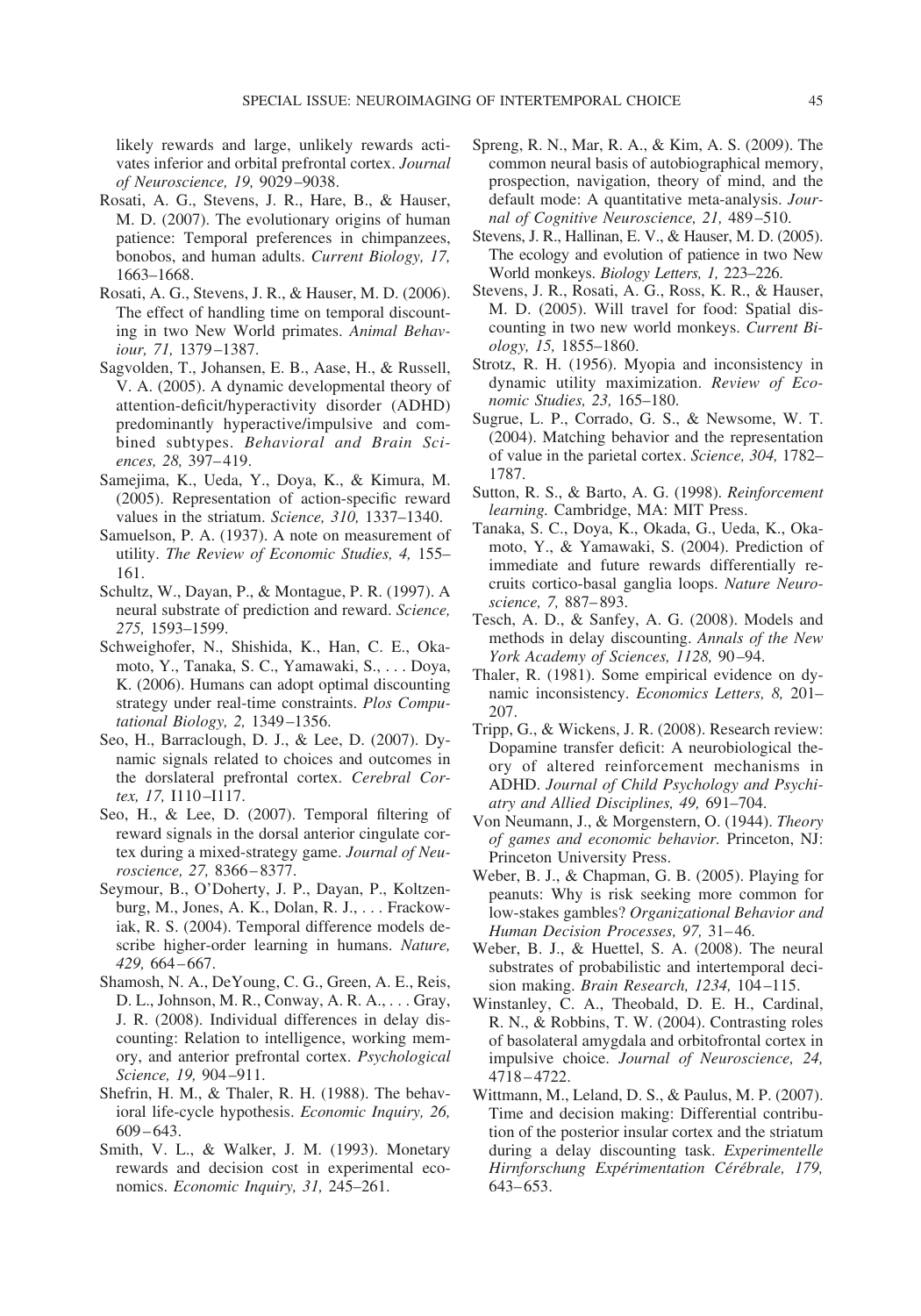likely rewards and large, unlikely rewards activates inferior and orbital prefrontal cortex. *Journal of Neuroscience, 19,* 9029–9038.

Rosati, A. G., Stevens, J. R., Hare, B., & Hauser, M. D. (2007). The evolutionary origins of human patience: Temporal preferences in chimpanzees, bonobos, and human adults. *Current Biology, 17,* 1663–1668.

Rosati, A. G., Stevens, J. R., & Hauser, M. D. (2006). The effect of handling time on temporal discounting in two New World primates. *Animal Behaviour, 71,* 1379–1387.

Sagvolden, T., Johansen, E. B., Aase, H., & Russell, V. A. (2005). A dynamic developmental theory of attention-deficit/hyperactivity disorder (ADHD) predominantly hyperactive/impulsive and combined subtypes. *Behavioral and Brain Sciences, 28,* 397–419.

Samejima, K., Ueda, Y., Doya, K., & Kimura, M. (2005). Representation of action-specific reward values in the striatum. *Science, 310,* 1337–1340.

Samuelson, P. A. (1937). A note on measurement of utility. *The Review of Economic Studies, 4,* 155–161.

Schultz, W., Dayan, P., & Montague, P. R. (1997). A neural substrate of prediction and reward. *Science, 275,* 1593–1599.

Schweighofer, N., Shishida, K., Han, C. E., Okamoto, Y., Tanaka, S. C., Yamawaki, S., . . . Doya, K. (2006). Humans can adopt optimal discounting strategy under real-time constraints. *Plos Computational Biology, 2,* 1349–1356.

Seo, H., Barraclough, D. J., & Lee, D. (2007). Dynamic signals related to choices and outcomes in the dorslateral prefrontal cortex. *Cerebral Cortex, 17,* I110–I117.

Seo, H., & Lee, D. (2007). Temporal filtering of reward signals in the dorsal anterior cingulate cortex during a mixed-strategy game. *Journal of Neuroscience, 27,* 8366–8377.

Seymour, B., O'Doherty, J. P., Dayan, P., Koltzenburg, M., Jones, A. K., Dolan, R. J., . . . Frackowiak, R. S. (2004). Temporal difference models describe higher-order learning in humans. *Nature, 429,* 664–667.

Shamosh, N. A., DeYoung, C. G., Green, A. E., Reis, D. L., Johnson, M. R., Conway, A. R. A., . . . Gray, J. R. (2008). Individual differences in delay discounting: Relation to intelligence, working memory, and anterior prefrontal cortex. *Psychological Science, 19,* 904–911.

Shefrin, H. M., & Thaler, R. H. (1988). The behavioral life-cycle hypothesis. *Economic Inquiry, 26,* 609–643.

Smith, V. L., & Walker, J. M. (1993). Monetary rewards and decision cost in experimental economics. *Economic Inquiry, 31,* 245–261.

Spreng, R. N., Mar, R. A., & Kim, A. S. (2009). The common neural basis of autobiographical memory, prospection, navigation, theory of mind, and the default mode: A quantitative meta-analysis. *Journal of Cognitive Neuroscience, 21,* 489–510.

Stevens, J. R., Hallinan, E. V., & Hauser, M. D. (2005). The ecology and evolution of patience in two New World monkeys. *Biology Letters, 1,* 223–226.

Stevens, J. R., Rosati, A. G., Ross, K. R., & Hauser, M. D. (2005). Will travel for food: Spatial discounting in two new world monkeys. *Current Biology, 15,* 1855–1860.

Strotz, R. H. (1956). Myopia and inconsistency in dynamic utility maximization. *Review of Economic Studies, 23,* 165–180.

Sugrue, L. P., Corrado, G. S., & Newsome, W. T. (2004). Matching behavior and the representation of value in the parietal cortex. *Science, 304,* 1782–1787.

Sutton, R. S., & Barto, A. G. (1998). *Reinforcement learning.* Cambridge, MA: MIT Press.

Tanaka, S. C., Doya, K., Okada, G., Ueda, K., Okamoto, Y., & Yamawaki, S. (2004). Prediction of immediate and future rewards differentially recruits cortico-basal ganglia loops. *Nature Neuroscience, 7,* 887–893.

Tesch, A. D., & Sanfey, A. G. (2008). Models and methods in delay discounting. *Annals of the New York Academy of Sciences, 1128,* 90–94.

Thaler, R. (1981). Some empirical evidence on dynamic inconsistency. *Economics Letters, 8,* 201–207.

Tripp, G., & Wickens, J. R. (2008). Research review: Dopamine transfer deficit: A neurobiological theory of altered reinforcement mechanisms in ADHD. *Journal of Child Psychology and Psychiatry and Allied Disciplines, 49,* 691–704.

Von Neumann, J., & Morgenstern, O. (1944). *Theory of games and economic behavior.* Princeton, NJ: Princeton University Press.

Weber, B. J., & Chapman, G. B. (2005). Playing for peanuts: Why is risk seeking more common for low-stakes gambles? *Organizational Behavior and Human Decision Processes, 97,* 31–46.

Weber, B. J., & Huettel, S. A. (2008). The neural substrates of probabilistic and intertemporal decision making. *Brain Research, 1234,* 104–115.

Winstanley, C. A., Theobald, D. E. H., Cardinal, R. N., & Robbins, T. W. (2004). Contrasting roles of basolateral amygdala and orbitofrontal cortex in impulsive choice. *Journal of Neuroscience, 24,* 4718–4722.

Wittmann, M., Leland, D. S., & Paulus, M. P. (2007). Time and decision making: Differential contribution of the posterior insular cortex and the striatum during a delay discounting task. *Experimentelle Hirnforschung Expérimentation Cérébrale, 179,* 643–653.